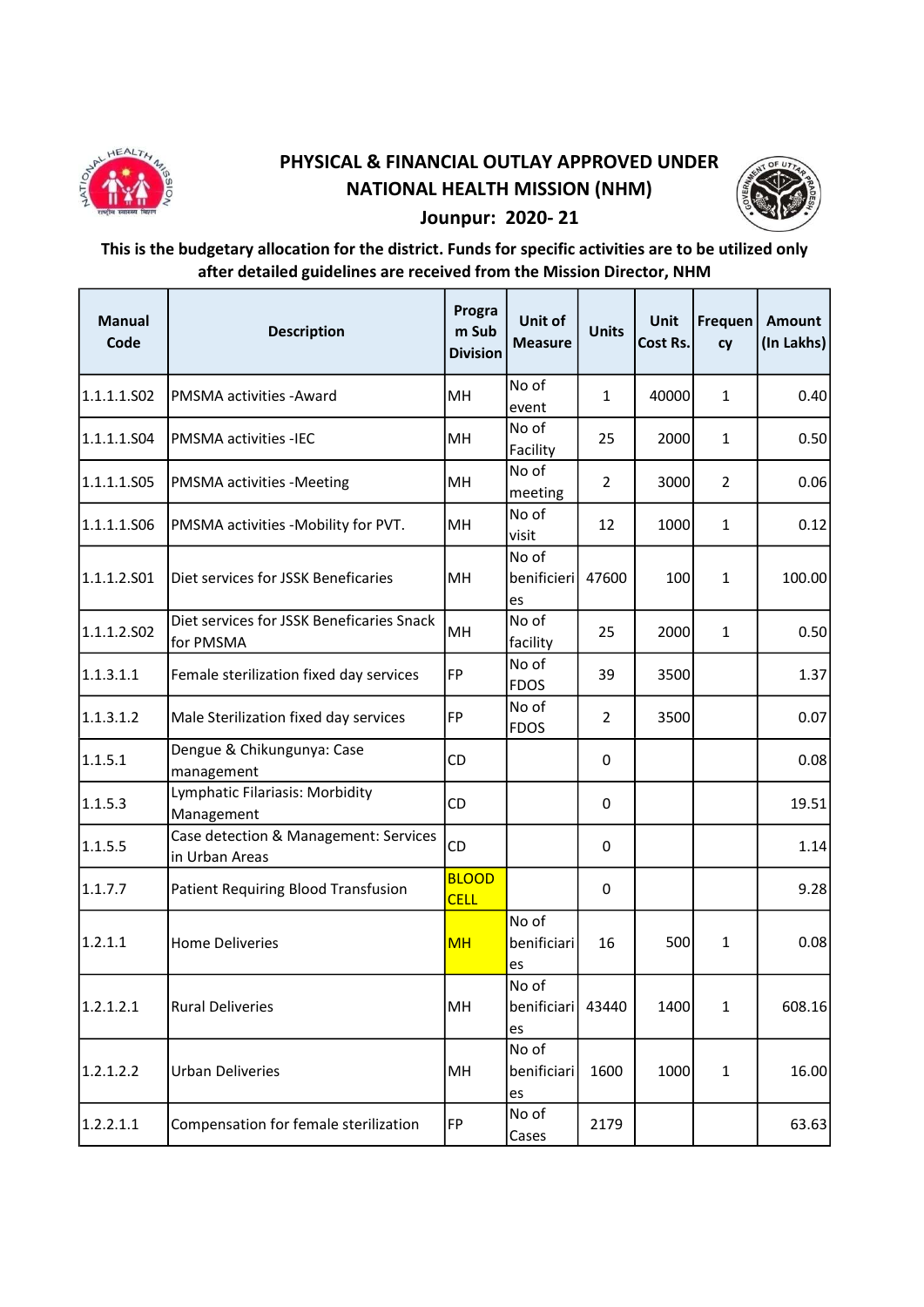# PHYSICAL & FINANCIAL OUTLAY APPROVED UNDER NATIONAL HEALTH MISSION (NHM)

## Jounpur: 2020- 21

**This is the budgetary allocation for the district. Funds for specific activities are to be utilized only after detailed guidelines are received from the Mission Director, NHM**

| Manual Code | Description | Program Sub Division | Unit of Measure | Units | Unit Cost Rs. | Frequency | Amount (In Lakhs) |
|---|---|---|---|---|---|---|---|
| 1.1.1.1.S02 | PMSMA activities -Award | MH | No of event | 1 | 40000 | 1 | 0.40 |
| 1.1.1.1.S04 | PMSMA activities -IEC | MH | No of Facility | 25 | 2000 | 1 | 0.50 |
| 1.1.1.1.S05 | PMSMA activities -Meeting | MH | No of meeting | 2 | 3000 | 2 | 0.06 |
| 1.1.1.1.S06 | PMSMA activities -Mobility for PVT. | MH | No of visit | 12 | 1000 | 1 | 0.12 |
| 1.1.1.2.S01 | Diet services for JSSK Beneficaries | MH | No of benificieries | 47600 | 100 | 1 | 100.00 |
| 1.1.1.2.S02 | Diet services for JSSK Beneficaries Snack for PMSMA | MH | No of facility | 25 | 2000 | 1 | 0.50 |
| 1.1.3.1.1 | Female sterilization fixed day services | FP | No of FDOS | 39 | 3500 | | 1.37 |
| 1.1.3.1.2 | Male Sterilization fixed day services | FP | No of FDOS | 2 | 3500 | | 0.07 |
| 1.1.5.1 | Dengue & Chikungunya: Case management | CD | | 0 | | | 0.08 |
| 1.1.5.3 | Lymphatic Filariasis: Morbidity Management | CD | | 0 | | | 19.51 |
| 1.1.5.5 | Case detection & Management: Services in Urban Areas | CD | | 0 | | | 1.14 |
| 1.1.7.7 | Patient Requiring Blood Transfusion | BLOOD CELL | | 0 | | | 9.28 |
| 1.2.1.1 | Home Deliveries | MH | No of benificiaries | 16 | 500 | 1 | 0.08 |
| 1.2.1.2.1 | Rural Deliveries | MH | No of benificiaries | 43440 | 1400 | 1 | 608.16 |
| 1.2.1.2.2 | Urban Deliveries | MH | No of benificiaries | 1600 | 1000 | 1 | 16.00 |
| 1.2.2.1.1 | Compensation for female sterilization | FP | No of Cases | 2179 | | | 63.63 |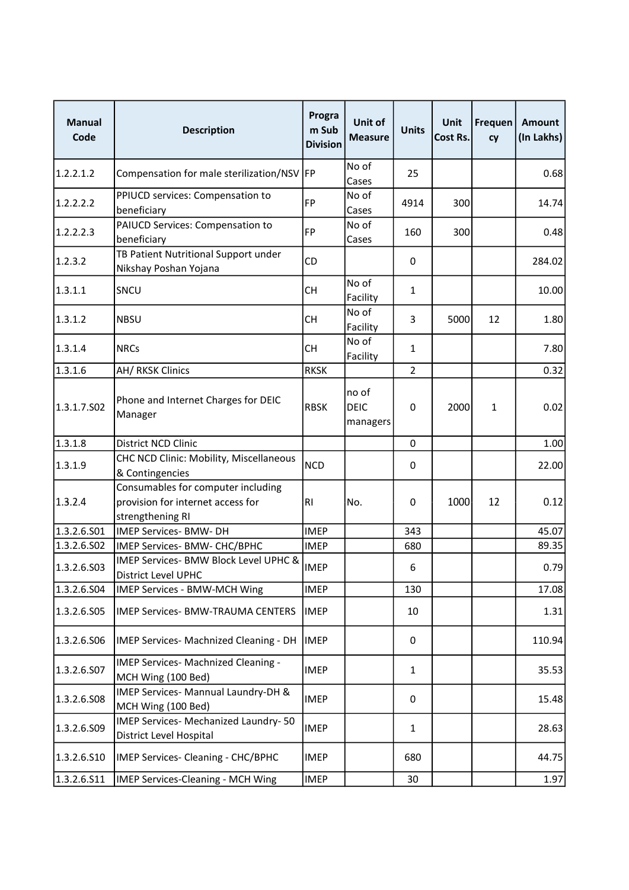| Manual Code | Description | Program Sub Division | Unit of Measure | Units | Unit Cost Rs. | Frequency | Amount (In Lakhs) |
|---|---|---|---|---|---|---|---|
| 1.2.2.1.2 | Compensation for male sterilization/NSV | FP | No of Cases | 25 | | | 0.68 |
| 1.2.2.2.2 | PPIUCD services: Compensation to beneficiary | FP | No of Cases | 4914 | 300 | | 14.74 |
| 1.2.2.2.3 | PAIUCD Services: Compensation to beneficiary | FP | No of Cases | 160 | 300 | | 0.48 |
| 1.2.3.2 | TB Patient Nutritional Support under Nikshay Poshan Yojana | CD | | 0 | | | 284.02 |
| 1.3.1.1 | SNCU | CH | No of Facility | 1 | | | 10.00 |
| 1.3.1.2 | NBSU | CH | No of Facility | 3 | 5000 | 12 | 1.80 |
| 1.3.1.4 | NRCs | CH | No of Facility | 1 | | | 7.80 |
| 1.3.1.6 | AH/ RKSK Clinics | RKSK | | 2 | | | 0.32 |
| 1.3.1.7.S02 | Phone and Internet Charges for DEIC Manager | RBSK | no of DEIC managers | 0 | 2000 | 1 | 0.02 |
| 1.3.1.8 | District NCD Clinic | | | 0 | | | 1.00 |
| 1.3.1.9 | CHC NCD Clinic: Mobility, Miscellaneous & Contingencies | NCD | | 0 | | | 22.00 |
| 1.3.2.4 | Consumables for computer including provision for internet access for strengthening RI | RI | No. | 0 | 1000 | 12 | 0.12 |
| 1.3.2.6.S01 | IMEP Services- BMW- DH | IMEP | | 343 | | | 45.07 |
| 1.3.2.6.S02 | IMEP Services- BMW- CHC/BPHC | IMEP | | 680 | | | 89.35 |
| 1.3.2.6.S03 | IMEP Services- BMW Block Level UPHC & District Level UPHC | IMEP | | 6 | | | 0.79 |
| 1.3.2.6.S04 | IMEP Services - BMW-MCH Wing | IMEP | | 130 | | | 17.08 |
| 1.3.2.6.S05 | IMEP Services- BMW-TRAUMA CENTERS | IMEP | | 10 | | | 1.31 |
| 1.3.2.6.S06 | IMEP Services- Machnized Cleaning - DH | IMEP | | 0 | | | 110.94 |
| 1.3.2.6.S07 | IMEP Services- Machnized Cleaning - MCH Wing (100 Bed) | IMEP | | 1 | | | 35.53 |
| 1.3.2.6.S08 | IMEP Services- Mannual Laundry-DH & MCH Wing (100 Bed) | IMEP | | 0 | | | 15.48 |
| 1.3.2.6.S09 | IMEP Services- Mechanized Laundry- 50 District Level Hospital | IMEP | | 1 | | | 28.63 |
| 1.3.2.6.S10 | IMEP Services- Cleaning - CHC/BPHC | IMEP | | 680 | | | 44.75 |
| 1.3.2.6.S11 | IMEP Services-Cleaning - MCH Wing | IMEP | | 30 | | | 1.97 |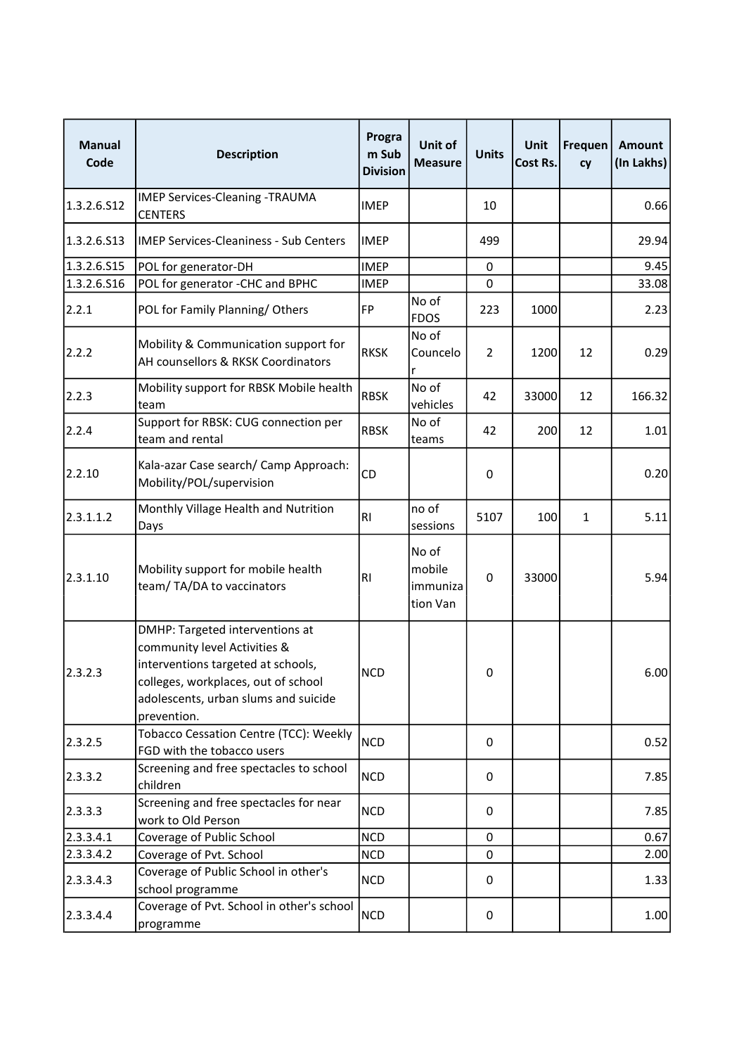| Manual Code | Description | Program Sub Division | Unit of Measure | Units | Unit Cost Rs. | Frequency | Amount (In Lakhs) |
|---|---|---|---|---|---|---|---|
| 1.3.2.6.S12 | IMEP Services-Cleaning -TRAUMA CENTERS | IMEP | | 10 | | | 0.66 |
| 1.3.2.6.S13 | IMEP Services-Cleaniness - Sub Centers | IMEP | | 499 | | | 29.94 |
| 1.3.2.6.S15 | POL for generator-DH | IMEP | | 0 | | | 9.45 |
| 1.3.2.6.S16 | POL for generator -CHC and BPHC | IMEP | | 0 | | | 33.08 |
| 2.2.1 | POL for Family Planning/ Others | FP | No of FDOS | 223 | 1000 | | 2.23 |
| 2.2.2 | Mobility & Communication support for AH counsellors & RKSK Coordinators | RKSK | No of Councelor | 2 | 1200 | 12 | 0.29 |
| 2.2.3 | Mobility support for RBSK Mobile health team | RBSK | No of vehicles | 42 | 33000 | 12 | 166.32 |
| 2.2.4 | Support for RBSK: CUG connection per team and rental | RBSK | No of teams | 42 | 200 | 12 | 1.01 |
| 2.2.10 | Kala-azar Case search/ Camp Approach: Mobility/POL/supervision | CD | | 0 | | | 0.20 |
| 2.3.1.1.2 | Monthly Village Health and Nutrition Days | RI | no of sessions | 5107 | 100 | 1 | 5.11 |
| 2.3.1.10 | Mobility support for mobile health team/ TA/DA to vaccinators | RI | No of mobile immunization Van | 0 | 33000 | | 5.94 |
| 2.3.2.3 | DMHP: Targeted interventions at community level Activities & interventions targeted at schools, colleges, workplaces, out of school adolescents, urban slums and suicide prevention. | NCD | | 0 | | | 6.00 |
| 2.3.2.5 | Tobacco Cessation Centre (TCC): Weekly FGD with the tobacco users | NCD | | 0 | | | 0.52 |
| 2.3.3.2 | Screening and free spectacles to school children | NCD | | 0 | | | 7.85 |
| 2.3.3.3 | Screening and free spectacles for near work to Old Person | NCD | | 0 | | | 7.85 |
| 2.3.3.4.1 | Coverage of Public School | NCD | | 0 | | | 0.67 |
| 2.3.3.4.2 | Coverage of Pvt. School | NCD | | 0 | | | 2.00 |
| 2.3.3.4.3 | Coverage of Public School in other's school programme | NCD | | 0 | | | 1.33 |
| 2.3.3.4.4 | Coverage of Pvt. School in other's school programme | NCD | | 0 | | | 1.00 |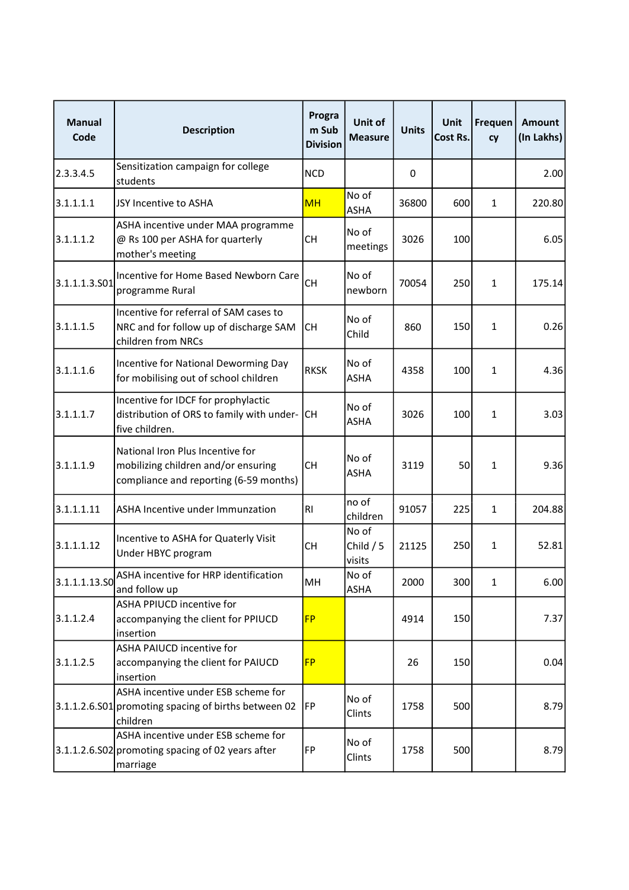| Manual Code | Description | Program Sub Division | Unit of Measure | Units | Unit Cost Rs. | Frequency | Amount (In Lakhs) |
|---|---|---|---|---|---|---|---|
| 2.3.3.4.5 | Sensitization campaign for college students | NCD | | 0 | | | 2.00 |
| 3.1.1.1.1 | JSY Incentive to ASHA | MH | No of ASHA | 36800 | 600 | 1 | 220.80 |
| 3.1.1.1.2 | ASHA incentive under MAA programme @ Rs 100 per ASHA for quarterly mother's meeting | CH | No of meetings | 3026 | 100 | | 6.05 |
| 3.1.1.1.3.S01 | Incentive for Home Based Newborn Care programme Rural | CH | No of newborn | 70054 | 250 | 1 | 175.14 |
| 3.1.1.1.5 | Incentive for referral of SAM cases to NRC and for follow up of discharge SAM children from NRCs | CH | No of Child | 860 | 150 | 1 | 0.26 |
| 3.1.1.1.6 | Incentive for National Deworming Day for mobilising out of school children | RKSK | No of ASHA | 4358 | 100 | 1 | 4.36 |
| 3.1.1.1.7 | Incentive for IDCF for prophylactic distribution of ORS to family with under-five children. | CH | No of ASHA | 3026 | 100 | 1 | 3.03 |
| 3.1.1.1.9 | National Iron Plus Incentive for mobilizing children and/or ensuring compliance and reporting (6-59 months) | CH | No of ASHA | 3119 | 50 | 1 | 9.36 |
| 3.1.1.1.11 | ASHA Incentive under Immunzation | RI | no of children | 91057 | 225 | 1 | 204.88 |
| 3.1.1.1.12 | Incentive to ASHA for Quaterly Visit Under HBYC program | CH | No of Child / 5 visits | 21125 | 250 | 1 | 52.81 |
| 3.1.1.1.13.S0 | ASHA incentive for HRP identification and follow up | MH | No of ASHA | 2000 | 300 | 1 | 6.00 |
| 3.1.1.2.4 | ASHA PPIUCD incentive for accompanying the client for PPIUCD insertion | FP | | 4914 | 150 | | 7.37 |
| 3.1.1.2.5 | ASHA PAIUCD incentive for accompanying the client for PAIUCD insertion | FP | | 26 | 150 | | 0.04 |
| 3.1.1.2.6.S01 | ASHA incentive under ESB scheme for promoting spacing of births between 02 children | FP | No of Clints | 1758 | 500 | | 8.79 |
| 3.1.1.2.6.S02 | ASHA incentive under ESB scheme for promoting spacing of 02 years after marriage | FP | No of Clints | 1758 | 500 | | 8.79 |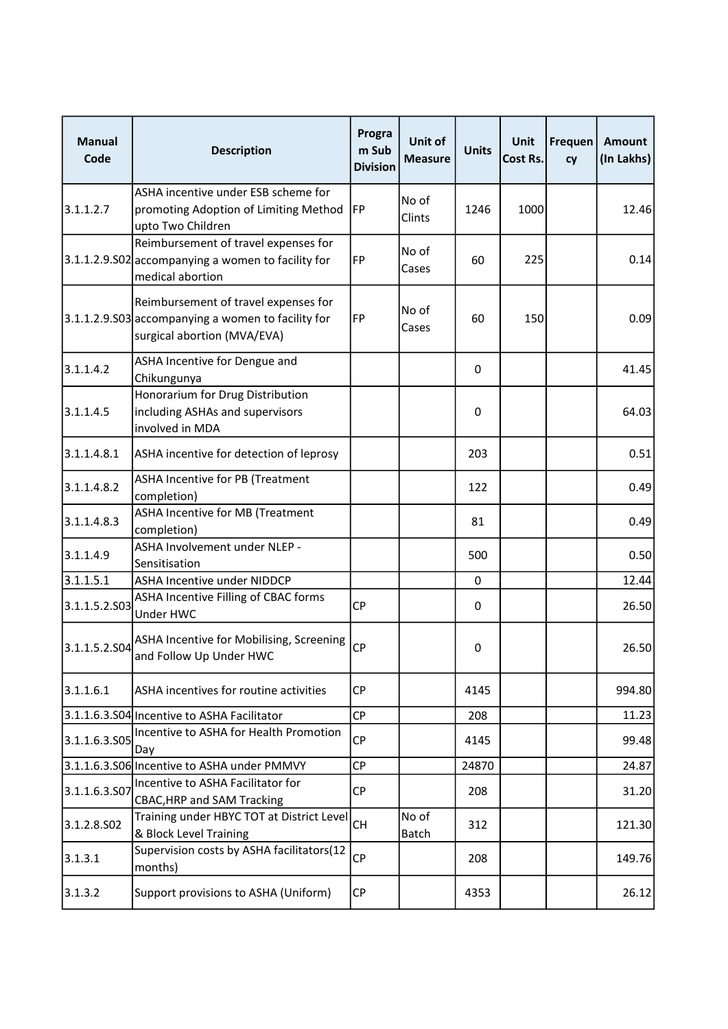| Manual Code | Description | Program Sub Division | Unit of Measure | Units | Unit Cost Rs. | Frequency | Amount (In Lakhs) |
|---|---|---|---|---|---|---|---|
| 3.1.1.2.7 | ASHA incentive under ESB scheme for promoting Adoption of Limiting Method upto Two Children | FP | No of Clints | 1246 | 1000 | | 12.46 |
| 3.1.1.2.9.S02 | Reimbursement of travel expenses for accompanying a women to facility for medical abortion | FP | No of Cases | 60 | 225 | | 0.14 |
| 3.1.1.2.9.S03 | Reimbursement of travel expenses for accompanying a women to facility for surgical abortion (MVA/EVA) | FP | No of Cases | 60 | 150 | | 0.09 |
| 3.1.1.4.2 | ASHA Incentive for Dengue and Chikungunya | | | 0 | | | 41.45 |
| 3.1.1.4.5 | Honorarium for Drug Distribution including ASHAs and supervisors involved in MDA | | | 0 | | | 64.03 |
| 3.1.1.4.8.1 | ASHA incentive for detection of leprosy | | | 203 | | | 0.51 |
| 3.1.1.4.8.2 | ASHA Incentive for PB (Treatment completion) | | | 122 | | | 0.49 |
| 3.1.1.4.8.3 | ASHA Incentive for MB (Treatment completion) | | | 81 | | | 0.49 |
| 3.1.1.4.9 | ASHA Involvement under NLEP - Sensitisation | | | 500 | | | 0.50 |
| 3.1.1.5.1 | ASHA Incentive under NIDDCP | | | 0 | | | 12.44 |
| 3.1.1.5.2.S03 | ASHA Incentive Filling of CBAC forms Under HWC | CP | | 0 | | | 26.50 |
| 3.1.1.5.2.S04 | ASHA Incentive for Mobilising, Screening and Follow Up Under HWC | CP | | 0 | | | 26.50 |
| 3.1.1.6.1 | ASHA incentives for routine activities | CP | | 4145 | | | 994.80 |
| 3.1.1.6.3.S04 | Incentive to ASHA Facilitator | CP | | 208 | | | 11.23 |
| 3.1.1.6.3.S05 | Incentive to ASHA for Health Promotion Day | CP | | 4145 | | | 99.48 |
| 3.1.1.6.3.S06 | Incentive to ASHA under PMMVY | CP | | 24870 | | | 24.87 |
| 3.1.1.6.3.S07 | Incentive to ASHA Facilitator for CBAC,HRP and SAM Tracking | CP | | 208 | | | 31.20 |
| 3.1.2.8.S02 | Training under HBYC TOT at District Level & Block Level Training | CH | No of Batch | 312 | | | 121.30 |
| 3.1.3.1 | Supervision costs by ASHA facilitators(12 months) | CP | | 208 | | | 149.76 |
| 3.1.3.2 | Support provisions to ASHA (Uniform) | CP | | 4353 | | | 26.12 |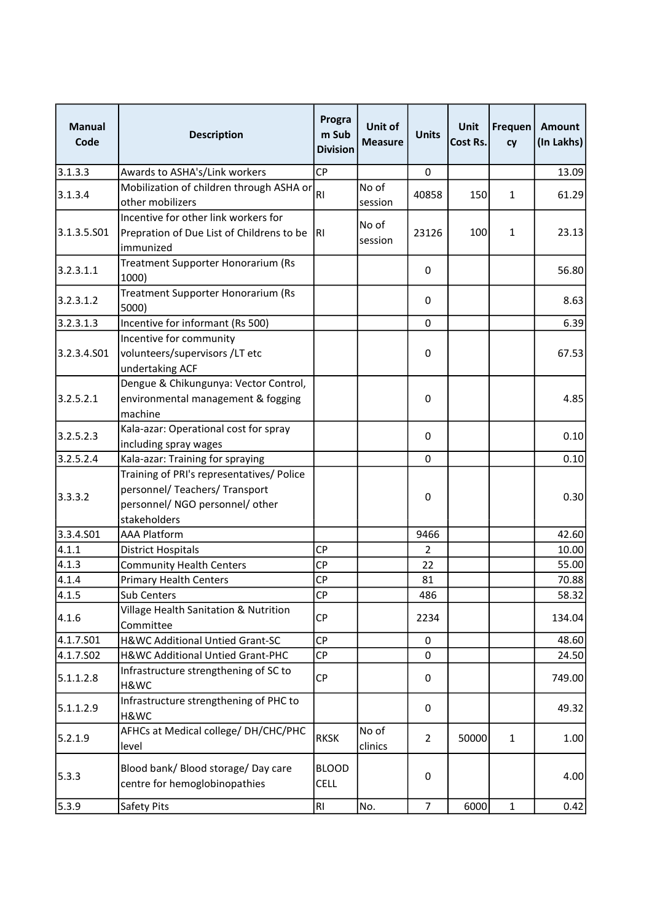| Manual Code | Description | Program Sub Division | Unit of Measure | Units | Unit Cost Rs. | Frequency | Amount (In Lakhs) |
|---|---|---|---|---|---|---|---|
| 3.1.3.3 | Awards to ASHA's/Link workers | CP | | 0 | | | 13.09 |
| 3.1.3.4 | Mobilization of children through ASHA or other mobilizers | RI | No of session | 40858 | 150 | 1 | 61.29 |
| 3.1.3.5.S01 | Incentive for other link workers for Prepration of Due List of Childrens to be immunized | RI | No of session | 23126 | 100 | 1 | 23.13 |
| 3.2.3.1.1 | Treatment Supporter Honorarium (Rs 1000) | | | 0 | | | 56.80 |
| 3.2.3.1.2 | Treatment Supporter Honorarium (Rs 5000) | | | 0 | | | 8.63 |
| 3.2.3.1.3 | Incentive for informant (Rs 500) | | | 0 | | | 6.39 |
| 3.2.3.4.S01 | Incentive for community volunteers/supervisors /LT etc undertaking ACF | | | 0 | | | 67.53 |
| 3.2.5.2.1 | Dengue & Chikungunya: Vector Control, environmental management & fogging machine | | | 0 | | | 4.85 |
| 3.2.5.2.3 | Kala-azar: Operational cost for spray including spray wages | | | 0 | | | 0.10 |
| 3.2.5.2.4 | Kala-azar: Training for spraying | | | 0 | | | 0.10 |
| 3.3.3.2 | Training of PRI's representatives/ Police personnel/ Teachers/ Transport personnel/ NGO personnel/ other stakeholders | | | 0 | | | 0.30 |
| 3.3.4.S01 | AAA Platform | | | 9466 | | | 42.60 |
| 4.1.1 | District Hospitals | CP | | 2 | | | 10.00 |
| 4.1.3 | Community Health Centers | CP | | 22 | | | 55.00 |
| 4.1.4 | Primary Health Centers | CP | | 81 | | | 70.88 |
| 4.1.5 | Sub Centers | CP | | 486 | | | 58.32 |
| 4.1.6 | Village Health Sanitation & Nutrition Committee | CP | | 2234 | | | 134.04 |
| 4.1.7.S01 | H&WC Additional Untied Grant-SC | CP | | 0 | | | 48.60 |
| 4.1.7.S02 | H&WC Additional Untied Grant-PHC | CP | | 0 | | | 24.50 |
| 5.1.1.2.8 | Infrastructure strengthening of SC to H&WC | CP | | 0 | | | 749.00 |
| 5.1.1.2.9 | Infrastructure strengthening of PHC to H&WC | | | 0 | | | 49.32 |
| 5.2.1.9 | AFHCs at Medical college/ DH/CHC/PHC level | RKSK | No of clinics | 2 | 50000 | 1 | 1.00 |
| 5.3.3 | Blood bank/ Blood storage/ Day care centre for hemoglobinopathies | BLOOD CELL | | 0 | | | 4.00 |
| 5.3.9 | Safety Pits | RI | No. | 7 | 6000 | 1 | 0.42 |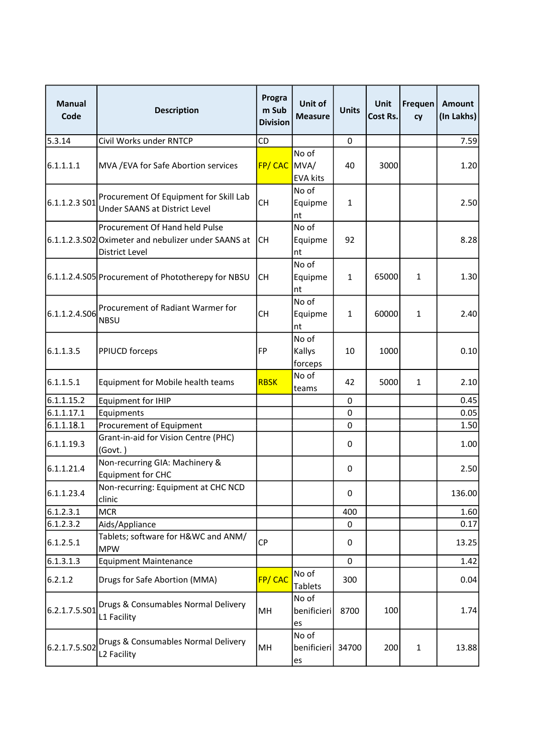| Manual Code | Description | Program Sub Division | Unit of Measure | Units | Unit Cost Rs. | Frequency | Amount (In Lakhs) |
|---|---|---|---|---|---|---|---|
| 5.3.14 | Civil Works under RNTCP | CD | | 0 | | | 7.59 |
| 6.1.1.1.1 | MVA /EVA for Safe Abortion services | FP/ CAC | No of MVA/ EVA kits | 40 | 3000 | | 1.20 |
| 6.1.1.2.3 S01 | Procurement Of Equipment for Skill Lab Under SAANS at District Level | CH | No of Equipment | 1 | | | 2.50 |
| 6.1.1.2.3.S02 | Procurement Of Hand held Pulse Oximeter and nebulizer under SAANS at District Level | CH | No of Equipment | 92 | | | 8.28 |
| 6.1.1.2.4.S05 | Procurement of Phototherepy for NBSU | CH | No of Equipment | 1 | 65000 | 1 | 1.30 |
| 6.1.1.2.4.S06 | Procurement of Radiant Warmer for NBSU | CH | No of Equipment | 1 | 60000 | 1 | 2.40 |
| 6.1.1.3.5 | PPIUCD forceps | FP | No of Kallys forceps | 10 | 1000 | | 0.10 |
| 6.1.1.5.1 | Equipment for Mobile health teams | RBSK | No of teams | 42 | 5000 | 1 | 2.10 |
| 6.1.1.15.2 | Equipment for IHIP | | | 0 | | | 0.45 |
| 6.1.1.17.1 | Equipments | | | 0 | | | 0.05 |
| 6.1.1.18.1 | Procurement of Equipment | | | 0 | | | 1.50 |
| 6.1.1.19.3 | Grant-in-aid for Vision Centre (PHC) (Govt. ) | | | 0 | | | 1.00 |
| 6.1.1.21.4 | Non-recurring GIA: Machinery & Equipment for CHC | | | 0 | | | 2.50 |
| 6.1.1.23.4 | Non-recurring: Equipment at CHC NCD clinic | | | 0 | | | 136.00 |
| 6.1.2.3.1 | MCR | | | 400 | | | 1.60 |
| 6.1.2.3.2 | Aids/Appliance | | | 0 | | | 0.17 |
| 6.1.2.5.1 | Tablets; software for H&WC and ANM/ MPW | CP | | 0 | | | 13.25 |
| 6.1.3.1.3 | Equipment Maintenance | | | 0 | | | 1.42 |
| 6.2.1.2 | Drugs for Safe Abortion (MMA) | FP/ CAC | No of Tablets | 300 | | | 0.04 |
| 6.2.1.7.5.S01 | Drugs & Consumables Normal Delivery L1 Facility | MH | No of benificieries | 8700 | 100 | | 1.74 |
| 6.2.1.7.5.S02 | Drugs & Consumables Normal Delivery L2 Facility | MH | No of benificieries | 34700 | 200 | 1 | 13.88 |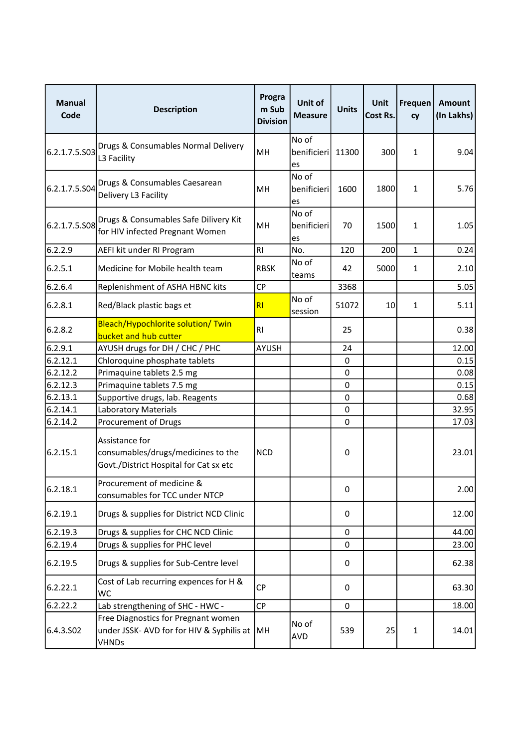| Manual Code | Description | Program Sub Division | Unit of Measure | Units | Unit Cost Rs. | Frequency | Amount (In Lakhs) |
|---|---|---|---|---|---|---|---|
| 6.2.1.7.5.S03 | Drugs & Consumables Normal Delivery L3 Facility | MH | No of benificieries | 11300 | 300 | 1 | 9.04 |
| 6.2.1.7.5.S04 | Drugs & Consumables Caesarean Delivery L3 Facility | MH | No of benificieries | 1600 | 1800 | 1 | 5.76 |
| 6.2.1.7.5.S08 | Drugs & Consumables Safe Dilivery Kit for HIV infected Pregnant Women | MH | No of benificieries | 70 | 1500 | 1 | 1.05 |
| 6.2.2.9 | AEFI kit under RI Program | RI | No. | 120 | 200 | 1 | 0.24 |
| 6.2.5.1 | Medicine for Mobile health team | RBSK | No of teams | 42 | 5000 | 1 | 2.10 |
| 6.2.6.4 | Replenishment of ASHA HBNC kits | CP | | 3368 | | | 5.05 |
| 6.2.8.1 | Red/Black plastic bags et | RI | No of session | 51072 | 10 | 1 | 5.11 |
| 6.2.8.2 | Bleach/Hypochlorite solution/ Twin bucket and hub cutter | RI | | 25 | | | 0.38 |
| 6.2.9.1 | AYUSH drugs for DH / CHC / PHC | AYUSH | | 24 | | | 12.00 |
| 6.2.12.1 | Chloroquine phosphate tablets | | | 0 | | | 0.15 |
| 6.2.12.2 | Primaquine tablets 2.5 mg | | | 0 | | | 0.08 |
| 6.2.12.3 | Primaquine tablets 7.5 mg | | | 0 | | | 0.15 |
| 6.2.13.1 | Supportive drugs, lab. Reagents | | | 0 | | | 0.68 |
| 6.2.14.1 | Laboratory Materials | | | 0 | | | 32.95 |
| 6.2.14.2 | Procurement of Drugs | | | 0 | | | 17.03 |
| 6.2.15.1 | Assistance for consumables/drugs/medicines to the Govt./District Hospital for Cat sx etc | NCD | | 0 | | | 23.01 |
| 6.2.18.1 | Procurement of medicine & consumables for TCC under NTCP | | | 0 | | | 2.00 |
| 6.2.19.1 | Drugs & supplies for District NCD Clinic | | | 0 | | | 12.00 |
| 6.2.19.3 | Drugs & supplies for CHC NCD Clinic | | | 0 | | | 44.00 |
| 6.2.19.4 | Drugs & supplies for PHC level | | | 0 | | | 23.00 |
| 6.2.19.5 | Drugs & supplies for Sub-Centre level | | | 0 | | | 62.38 |
| 6.2.22.1 | Cost of Lab recurring expences for H & WC | CP | | 0 | | | 63.30 |
| 6.2.22.2 | Lab strengthening of SHC - HWC - | CP | | 0 | | | 18.00 |
| 6.4.3.S02 | Free Diagnostics for Pregnant women under JSSK- AVD for for HIV & Syphilis at VHNDs | MH | No of AVD | 539 | 25 | 1 | 14.01 |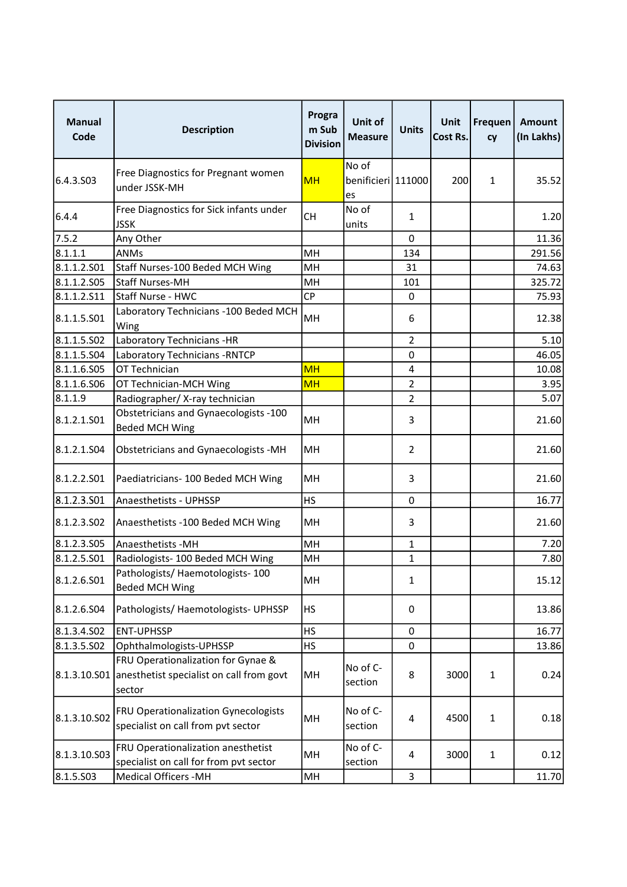| Manual Code | Description | Program Sub Division | Unit of Measure | Units | Unit Cost Rs. | Frequency | Amount (In Lakhs) |
|---|---|---|---|---|---|---|---|
| 6.4.3.S03 | Free Diagnostics for Pregnant women under JSSK-MH | MH | No of benificieries | 111000 | 200 | 1 | 35.52 |
| 6.4.4 | Free Diagnostics for Sick infants under JSSK | CH | No of units | 1 | | | 1.20 |
| 7.5.2 | Any Other | | | 0 | | | 11.36 |
| 8.1.1.1 | ANMs | MH | | 134 | | | 291.56 |
| 8.1.1.2.S01 | Staff Nurses-100 Beded MCH Wing | MH | | 31 | | | 74.63 |
| 8.1.1.2.S05 | Staff Nurses-MH | MH | | 101 | | | 325.72 |
| 8.1.1.2.S11 | Staff Nurse - HWC | CP | | 0 | | | 75.93 |
| 8.1.1.5.S01 | Laboratory Technicians -100 Beded MCH Wing | MH | | 6 | | | 12.38 |
| 8.1.1.5.S02 | Laboratory Technicians -HR | | | 2 | | | 5.10 |
| 8.1.1.5.S04 | Laboratory Technicians -RNTCP | | | 0 | | | 46.05 |
| 8.1.1.6.S05 | OT Technician | MH | | 4 | | | 10.08 |
| 8.1.1.6.S06 | OT Technician-MCH Wing | MH | | 2 | | | 3.95 |
| 8.1.1.9 | Radiographer/ X-ray technician | | | 2 | | | 5.07 |
| 8.1.2.1.S01 | Obstetricians and Gynaecologists -100 Beded MCH Wing | MH | | 3 | | | 21.60 |
| 8.1.2.1.S04 | Obstetricians and Gynaecologists -MH | MH | | 2 | | | 21.60 |
| 8.1.2.2.S01 | Paediatricians- 100 Beded MCH Wing | MH | | 3 | | | 21.60 |
| 8.1.2.3.S01 | Anaesthetists - UPHSSP | HS | | 0 | | | 16.77 |
| 8.1.2.3.S02 | Anaesthetists -100 Beded MCH Wing | MH | | 3 | | | 21.60 |
| 8.1.2.3.S05 | Anaesthetists -MH | MH | | 1 | | | 7.20 |
| 8.1.2.5.S01 | Radiologists- 100 Beded MCH Wing | MH | | 1 | | | 7.80 |
| 8.1.2.6.S01 | Pathologists/ Haemotologists- 100 Beded MCH Wing | MH | | 1 | | | 15.12 |
| 8.1.2.6.S04 | Pathologists/ Haemotologists- UPHSSP | HS | | 0 | | | 13.86 |
| 8.1.3.4.S02 | ENT-UPHSSP | HS | | 0 | | | 16.77 |
| 8.1.3.5.S02 | Ophthalmologists-UPHSSP | HS | | 0 | | | 13.86 |
| 8.1.3.10.S01 | FRU Operationalization for Gynae & anesthetist specialist on call from govt sector | MH | No of C-section | 8 | 3000 | 1 | 0.24 |
| 8.1.3.10.S02 | FRU Operationalization Gynecologists specialist on call from pvt sector | MH | No of C-section | 4 | 4500 | 1 | 0.18 |
| 8.1.3.10.S03 | FRU Operationalization anesthetist specialist on call for from pvt sector | MH | No of C-section | 4 | 3000 | 1 | 0.12 |
| 8.1.5.S03 | Medical Officers -MH | MH | | 3 | | | 11.70 |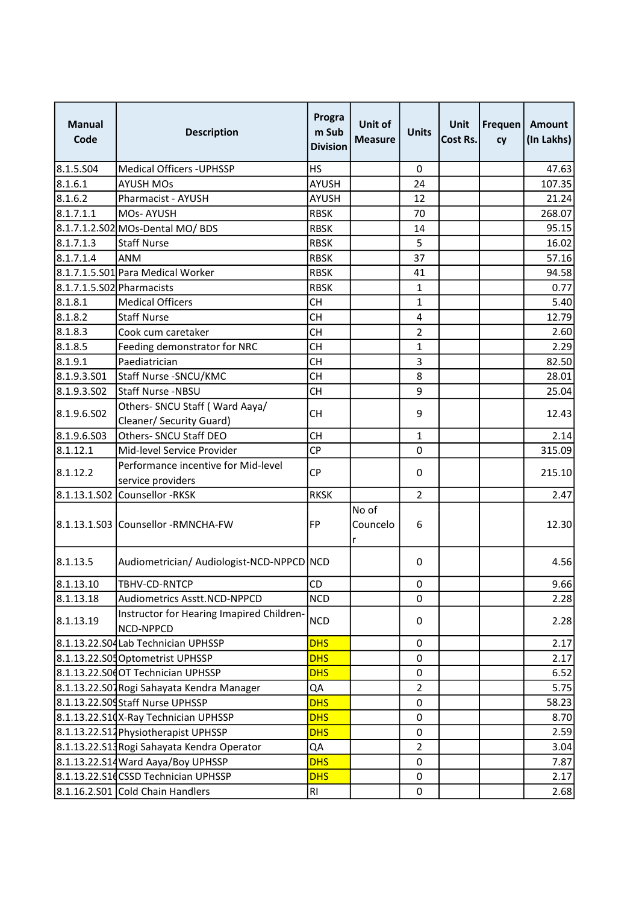| Manual Code | Description | Program Sub Division | Unit of Measure | Units | Unit Cost Rs. | Frequency | Amount (In Lakhs) |
|---|---|---|---|---|---|---|---|
| 8.1.5.S04 | Medical Officers -UPHSSP | HS | | 0 | | | 47.63 |
| 8.1.6.1 | AYUSH MOs | AYUSH | | 24 | | | 107.35 |
| 8.1.6.2 | Pharmacist - AYUSH | AYUSH | | 12 | | | 21.24 |
| 8.1.7.1.1 | MOs- AYUSH | RBSK | | 70 | | | 268.07 |
| 8.1.7.1.2.S02 | MOs-Dental MO/ BDS | RBSK | | 14 | | | 95.15 |
| 8.1.7.1.3 | Staff Nurse | RBSK | | 5 | | | 16.02 |
| 8.1.7.1.4 | ANM | RBSK | | 37 | | | 57.16 |
| 8.1.7.1.5.S01 | Para Medical Worker | RBSK | | 41 | | | 94.58 |
| 8.1.7.1.5.S02 | Pharmacists | RBSK | | 1 | | | 0.77 |
| 8.1.8.1 | Medical Officers | CH | | 1 | | | 5.40 |
| 8.1.8.2 | Staff Nurse | CH | | 4 | | | 12.79 |
| 8.1.8.3 | Cook cum caretaker | CH | | 2 | | | 2.60 |
| 8.1.8.5 | Feeding demonstrator for NRC | CH | | 1 | | | 2.29 |
| 8.1.9.1 | Paediatrician | CH | | 3 | | | 82.50 |
| 8.1.9.3.S01 | Staff Nurse -SNCU/KMC | CH | | 8 | | | 28.01 |
| 8.1.9.3.S02 | Staff Nurse -NBSU | CH | | 9 | | | 25.04 |
| 8.1.9.6.S02 | Others- SNCU Staff ( Ward Aaya/ Cleaner/ Security Guard) | CH | | 9 | | | 12.43 |
| 8.1.9.6.S03 | Others- SNCU Staff DEO | CH | | 1 | | | 2.14 |
| 8.1.12.1 | Mid-level Service Provider | CP | | 0 | | | 315.09 |
| 8.1.12.2 | Performance incentive for Mid-level service providers | CP | | 0 | | | 215.10 |
| 8.1.13.1.S02 | Counsellor -RKSK | RKSK | | 2 | | | 2.47 |
| 8.1.13.1.S03 | Counsellor -RMNCHA-FW | FP | No of Councelor | 6 | | | 12.30 |
| 8.1.13.5 | Audiometrician/ Audiologist-NCD-NPPCD | NCD | | 0 | | | 4.56 |
| 8.1.13.10 | TBHV-CD-RNTCP | CD | | 0 | | | 9.66 |
| 8.1.13.18 | Audiometrics Asstt.NCD-NPPCD | NCD | | 0 | | | 2.28 |
| 8.1.13.19 | Instructor for Hearing Imapired Children-NCD-NPPCD | NCD | | 0 | | | 2.28 |
| 8.1.13.22.S04 | Lab Technician UPHSSP | DHS | | 0 | | | 2.17 |
| 8.1.13.22.S05 | Optometrist UPHSSP | DHS | | 0 | | | 2.17 |
| 8.1.13.22.S06 | OT Technician UPHSSP | DHS | | 0 | | | 6.52 |
| 8.1.13.22.S07 | Rogi Sahayata Kendra Manager | QA | | 2 | | | 5.75 |
| 8.1.13.22.S09 | Staff Nurse UPHSSP | DHS | | 0 | | | 58.23 |
| 8.1.13.22.S10 | X-Ray Technician UPHSSP | DHS | | 0 | | | 8.70 |
| 8.1.13.22.S12 | Physiotherapist UPHSSP | DHS | | 0 | | | 2.59 |
| 8.1.13.22.S13 | Rogi Sahayata Kendra Operator | QA | | 2 | | | 3.04 |
| 8.1.13.22.S14 | Ward Aaya/Boy UPHSSP | DHS | | 0 | | | 7.87 |
| 8.1.13.22.S16 | CSSD Technician UPHSSP | DHS | | 0 | | | 2.17 |
| 8.1.16.2.S01 | Cold Chain Handlers | RI | | 0 | | | 2.68 |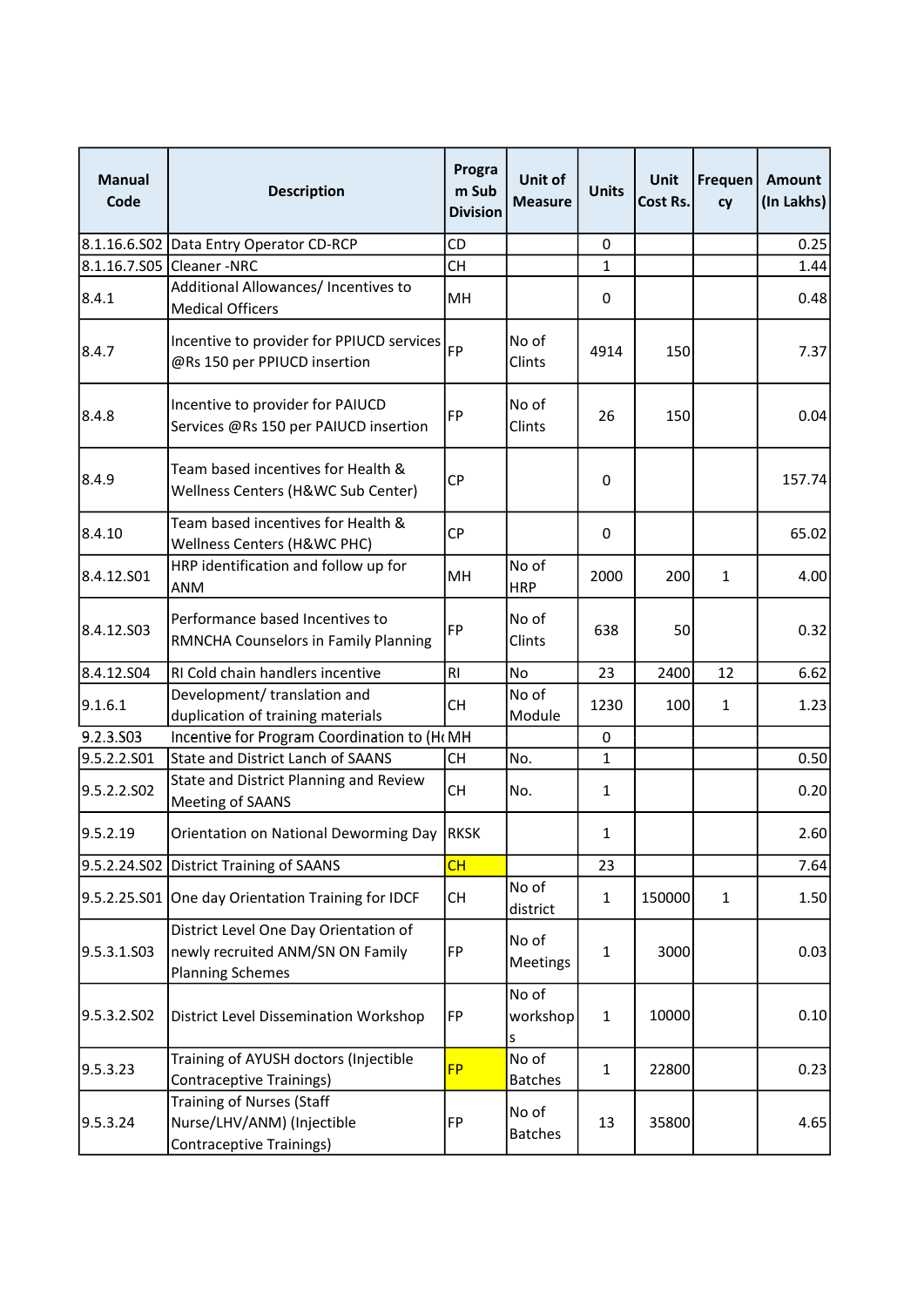| Manual Code | Description | Program Sub Division | Unit of Measure | Units | Unit Cost Rs. | Frequency | Amount (In Lakhs) |
|---|---|---|---|---|---|---|---|
| 8.1.16.6.S02 | Data Entry Operator CD-RCP | CD | | 0 | | | 0.25 |
| 8.1.16.7.S05 | Cleaner -NRC | CH | | 1 | | | 1.44 |
| 8.4.1 | Additional Allowances/ Incentives to Medical Officers | MH | | 0 | | | 0.48 |
| 8.4.7 | Incentive to provider for PPIUCD services @Rs 150 per PPIUCD insertion | FP | No of Clints | 4914 | 150 | | 7.37 |
| 8.4.8 | Incentive to provider for PAIUCD Services @Rs 150 per PAIUCD insertion | FP | No of Clints | 26 | 150 | | 0.04 |
| 8.4.9 | Team based incentives for Health & Wellness Centers (H&WC Sub Center) | CP | | 0 | | | 157.74 |
| 8.4.10 | Team based incentives for Health & Wellness Centers (H&WC PHC) | CP | | 0 | | | 65.02 |
| 8.4.12.S01 | HRP identification and follow up for ANM | MH | No of HRP | 2000 | 200 | 1 | 4.00 |
| 8.4.12.S03 | Performance based Incentives to RMNCHA Counselors in Family Planning | FP | No of Clints | 638 | 50 | | 0.32 |
| 8.4.12.S04 | RI Cold chain handlers incentive | RI | No | 23 | 2400 | 12 | 6.62 |
| 9.1.6.1 | Development/ translation and duplication of training materials | CH | No of Module | 1230 | 100 | 1 | 1.23 |
| 9.2.3.S03 | Incentive for Program Coordination to (H | MH | | 0 | | | |
| 9.5.2.2.S01 | State and District Lanch of SAANS | CH | No. | 1 | | | 0.50 |
| 9.5.2.2.S02 | State and District Planning and Review Meeting of SAANS | CH | No. | 1 | | | 0.20 |
| 9.5.2.19 | Orientation on National Deworming Day | RKSK | | 1 | | | 2.60 |
| 9.5.2.24.S02 | District Training of SAANS | CH | | 23 | | | 7.64 |
| 9.5.2.25.S01 | One day Orientation Training for IDCF | CH | No of district | 1 | 150000 | 1 | 1.50 |
| 9.5.3.1.S03 | District Level One Day Orientation of newly recruited ANM/SN ON Family Planning Schemes | FP | No of Meetings | 1 | 3000 | | 0.03 |
| 9.5.3.2.S02 | District Level Dissemination Workshop | FP | No of workshops | 1 | 10000 | | 0.10 |
| 9.5.3.23 | Training of AYUSH doctors (Injectible Contraceptive Trainings) | FP | No of Batches | 1 | 22800 | | 0.23 |
| 9.5.3.24 | Training of Nurses (Staff Nurse/LHV/ANM) (Injectible Contraceptive Trainings) | FP | No of Batches | 13 | 35800 | | 4.65 |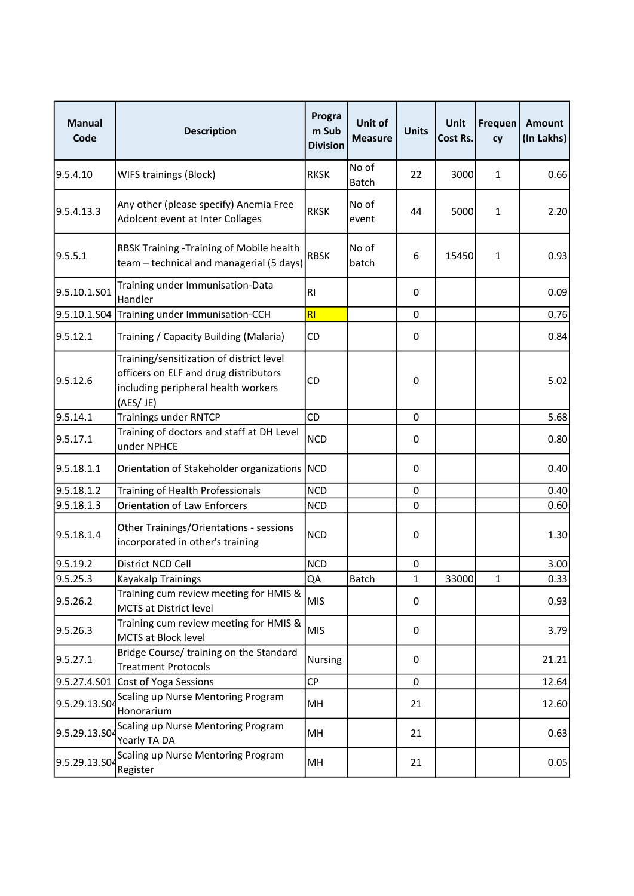| Manual Code | Description | Program Sub Division | Unit of Measure | Units | Unit Cost Rs. | Frequency | Amount (In Lakhs) |
|---|---|---|---|---|---|---|---|
| 9.5.4.10 | WIFS trainings (Block) | RKSK | No of Batch | 22 | 3000 | 1 | 0.66 |
| 9.5.4.13.3 | Any other (please specify) Anemia Free Adolcent event at Inter Collages | RKSK | No of event | 44 | 5000 | 1 | 2.20 |
| 9.5.5.1 | RBSK Training -Training of Mobile health team – technical and managerial (5 days) | RBSK | No of batch | 6 | 15450 | 1 | 0.93 |
| 9.5.10.1.S01 | Training under Immunisation-Data Handler | RI | | 0 | | | 0.09 |
| 9.5.10.1.S04 | Training under Immunisation-CCH | RI | | 0 | | | 0.76 |
| 9.5.12.1 | Training / Capacity Building (Malaria) | CD | | 0 | | | 0.84 |
| 9.5.12.6 | Training/sensitization of district level officers on ELF and drug distributors including peripheral health workers (AES/ JE) | CD | | 0 | | | 5.02 |
| 9.5.14.1 | Trainings under RNTCP | CD | | 0 | | | 5.68 |
| 9.5.17.1 | Training of doctors and staff at DH Level under NPHCE | NCD | | 0 | | | 0.80 |
| 9.5.18.1.1 | Orientation of Stakeholder organizations | NCD | | 0 | | | 0.40 |
| 9.5.18.1.2 | Training of Health Professionals | NCD | | 0 | | | 0.40 |
| 9.5.18.1.3 | Orientation of Law Enforcers | NCD | | 0 | | | 0.60 |
| 9.5.18.1.4 | Other Trainings/Orientations - sessions incorporated in other's training | NCD | | 0 | | | 1.30 |
| 9.5.19.2 | District NCD Cell | NCD | | 0 | | | 3.00 |
| 9.5.25.3 | Kayakalp Trainings | QA | Batch | 1 | 33000 | 1 | 0.33 |
| 9.5.26.2 | Training cum review meeting for HMIS & MCTS at District level | MIS | | 0 | | | 0.93 |
| 9.5.26.3 | Training cum review meeting for HMIS & MCTS at Block level | MIS | | 0 | | | 3.79 |
| 9.5.27.1 | Bridge Course/ training on the Standard Treatment Protocols | Nursing | | 0 | | | 21.21 |
| 9.5.27.4.S01 | Cost of Yoga Sessions | CP | | 0 | | | 12.64 |
| 9.5.29.13.S04 | Scaling up Nurse Mentoring Program Honorarium | MH | | 21 | | | 12.60 |
| 9.5.29.13.S04 | Scaling up Nurse Mentoring Program Yearly TA DA | MH | | 21 | | | 0.63 |
| 9.5.29.13.S04 | Scaling up Nurse Mentoring Program Register | MH | | 21 | | | 0.05 |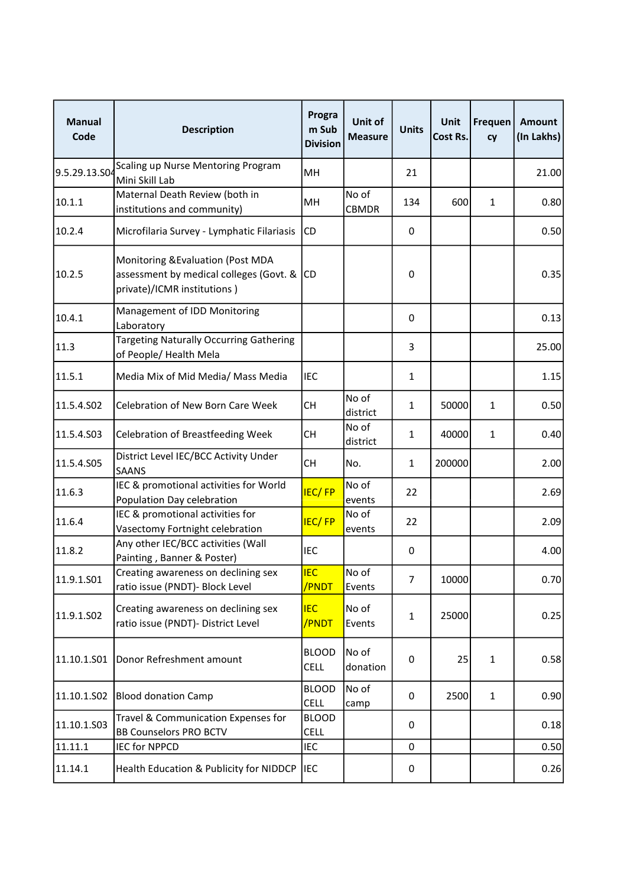| Manual Code | Description | Program Sub Division | Unit of Measure | Units | Unit Cost Rs. | Frequency | Amount (In Lakhs) |
|---|---|---|---|---|---|---|---|
| 9.5.29.13.S04 | Scaling up Nurse Mentoring Program Mini Skill Lab | MH | | 21 | | | 21.00 |
| 10.1.1 | Maternal Death Review (both in institutions and community) | MH | No of CBMDR | 134 | 600 | 1 | 0.80 |
| 10.2.4 | Microfilaria Survey - Lymphatic Filariasis | CD | | 0 | | | 0.50 |
| 10.2.5 | Monitoring &Evaluation (Post MDA assessment by medical colleges (Govt. & private)/ICMR institutions ) | CD | | 0 | | | 0.35 |
| 10.4.1 | Management of IDD Monitoring Laboratory | | | 0 | | | 0.13 |
| 11.3 | Targeting Naturally Occurring Gathering of People/ Health Mela | | | 3 | | | 25.00 |
| 11.5.1 | Media Mix of Mid Media/ Mass Media | IEC | | 1 | | | 1.15 |
| 11.5.4.S02 | Celebration of New Born Care Week | CH | No of district | 1 | 50000 | 1 | 0.50 |
| 11.5.4.S03 | Celebration of Breastfeeding Week | CH | No of district | 1 | 40000 | 1 | 0.40 |
| 11.5.4.S05 | District Level IEC/BCC Activity Under SAANS | CH | No. | 1 | 200000 | | 2.00 |
| 11.6.3 | IEC & promotional activities for World Population Day celebration | IEC/ FP | No of events | 22 | | | 2.69 |
| 11.6.4 | IEC & promotional activities for Vasectomy Fortnight celebration | IEC/ FP | No of events | 22 | | | 2.09 |
| 11.8.2 | Any other IEC/BCC activities (Wall Painting , Banner & Poster) | IEC | | 0 | | | 4.00 |
| 11.9.1.S01 | Creating awareness on declining sex ratio issue (PNDT)- Block Level | IEC /PNDT | No of Events | 7 | 10000 | | 0.70 |
| 11.9.1.S02 | Creating awareness on declining sex ratio issue (PNDT)- District Level | IEC /PNDT | No of Events | 1 | 25000 | | 0.25 |
| 11.10.1.S01 | Donor Refreshment amount | BLOOD CELL | No of donation | 0 | 25 | 1 | 0.58 |
| 11.10.1.S02 | Blood donation Camp | BLOOD CELL | No of camp | 0 | 2500 | 1 | 0.90 |
| 11.10.1.S03 | Travel & Communication Expenses for BB Counselors PRO BCTV | BLOOD CELL | | 0 | | | 0.18 |
| 11.11.1 | IEC for NPPCD | IEC | | 0 | | | 0.50 |
| 11.14.1 | Health Education & Publicity for NIDDCP | IEC | | 0 | | | 0.26 |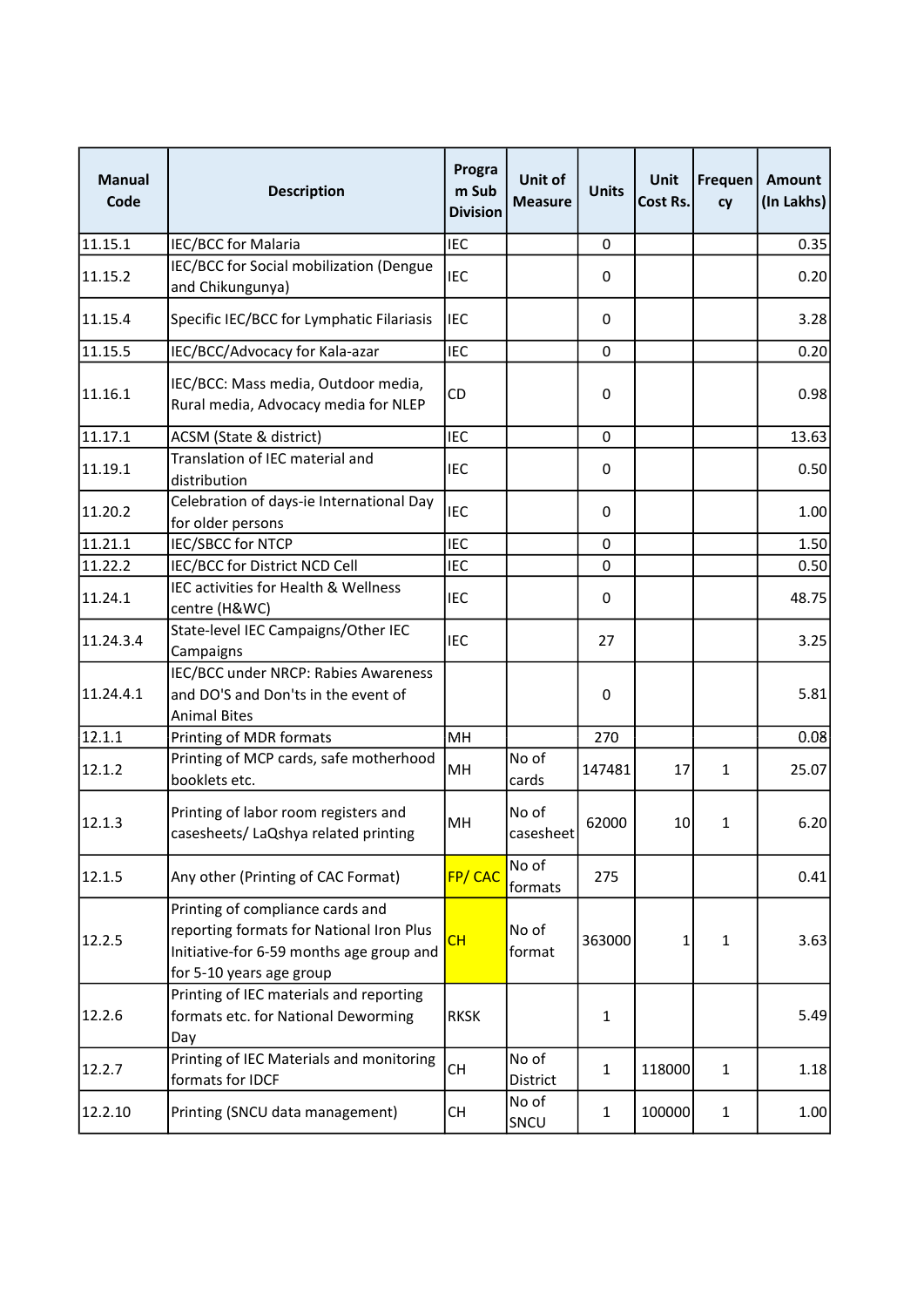| Manual Code | Description | Program Sub Division | Unit of Measure | Units | Unit Cost Rs. | Frequency | Amount (In Lakhs) |
|---|---|---|---|---|---|---|---|
| 11.15.1 | IEC/BCC for Malaria | IEC | | 0 | | | 0.35 |
| 11.15.2 | IEC/BCC for Social mobilization (Dengue and Chikungunya) | IEC | | 0 | | | 0.20 |
| 11.15.4 | Specific IEC/BCC for Lymphatic Filariasis | IEC | | 0 | | | 3.28 |
| 11.15.5 | IEC/BCC/Advocacy for Kala-azar | IEC | | 0 | | | 0.20 |
| 11.16.1 | IEC/BCC: Mass media, Outdoor media, Rural media, Advocacy media for NLEP | CD | | 0 | | | 0.98 |
| 11.17.1 | ACSM (State & district) | IEC | | 0 | | | 13.63 |
| 11.19.1 | Translation of IEC material and distribution | IEC | | 0 | | | 0.50 |
| 11.20.2 | Celebration of days-ie International Day for older persons | IEC | | 0 | | | 1.00 |
| 11.21.1 | IEC/SBCC for NTCP | IEC | | 0 | | | 1.50 |
| 11.22.2 | IEC/BCC for District NCD Cell | IEC | | 0 | | | 0.50 |
| 11.24.1 | IEC activities for Health & Wellness centre (H&WC) | IEC | | 0 | | | 48.75 |
| 11.24.3.4 | State-level IEC Campaigns/Other IEC Campaigns | IEC | | 27 | | | 3.25 |
| 11.24.4.1 | IEC/BCC under NRCP: Rabies Awareness and DO'S and Don'ts in the event of Animal Bites | | | 0 | | | 5.81 |
| 12.1.1 | Printing of MDR formats | MH | | 270 | | | 0.08 |
| 12.1.2 | Printing of MCP cards, safe motherhood booklets etc. | MH | No of cards | 147481 | 17 | 1 | 25.07 |
| 12.1.3 | Printing of labor room registers and casesheets/ LaQshya related printing | MH | No of casesheet | 62000 | 10 | 1 | 6.20 |
| 12.1.5 | Any other (Printing of CAC Format) | FP/ CAC | No of formats | 275 | | | 0.41 |
| 12.2.5 | Printing of compliance cards and reporting formats for National Iron Plus Initiative-for 6-59 months age group and for 5-10 years age group | CH | No of format | 363000 | 1 | 1 | 3.63 |
| 12.2.6 | Printing of IEC materials and reporting formats etc. for National Deworming Day | RKSK | | 1 | | | 5.49 |
| 12.2.7 | Printing of IEC Materials and monitoring formats for IDCF | CH | No of District | 1 | 118000 | 1 | 1.18 |
| 12.2.10 | Printing (SNCU data management) | CH | No of SNCU | 1 | 100000 | 1 | 1.00 |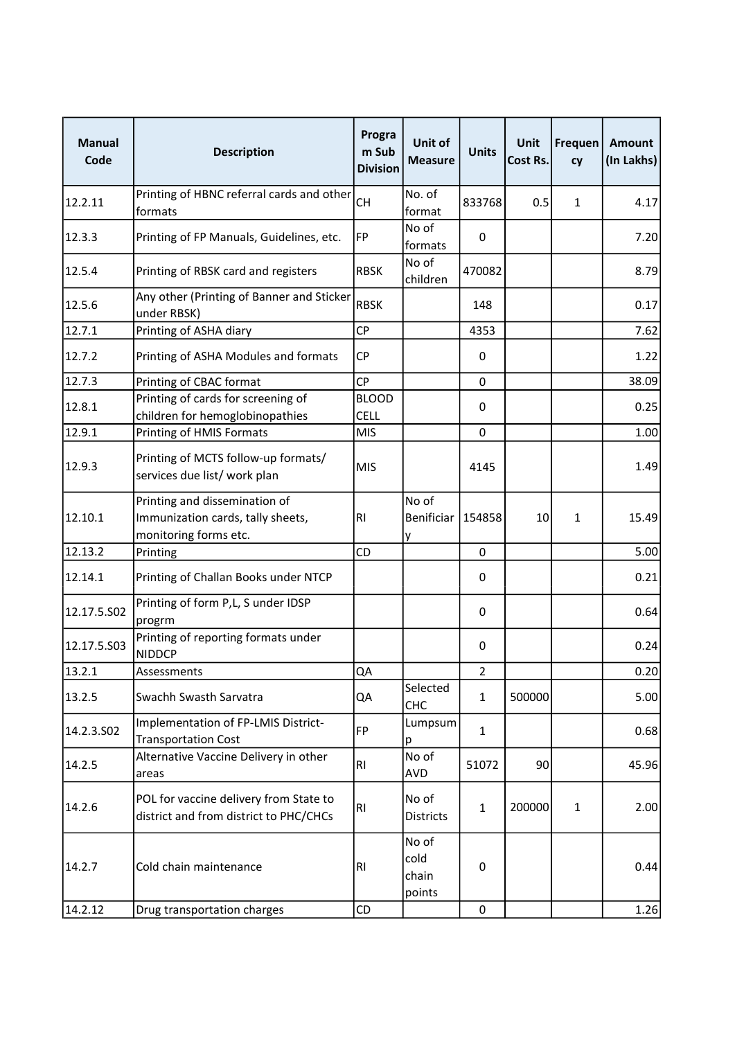| Manual Code | Description | Program Sub Division | Unit of Measure | Units | Unit Cost Rs. | Frequency | Amount (In Lakhs) |
|---|---|---|---|---|---|---|---|
| 12.2.11 | Printing of HBNC referral cards and other formats | CH | No. of format | 833768 | 0.5 | 1 | 4.17 |
| 12.3.3 | Printing of FP Manuals, Guidelines, etc. | FP | No of formats | 0 | | | 7.20 |
| 12.5.4 | Printing of RBSK card and registers | RBSK | No of children | 470082 | | | 8.79 |
| 12.5.6 | Any other (Printing of Banner and Sticker under RBSK) | RBSK | | 148 | | | 0.17 |
| 12.7.1 | Printing of ASHA diary | CP | | 4353 | | | 7.62 |
| 12.7.2 | Printing of ASHA Modules and formats | CP | | 0 | | | 1.22 |
| 12.7.3 | Printing of CBAC format | CP | | 0 | | | 38.09 |
| 12.8.1 | Printing of cards for screening of children for hemoglobinopathies | BLOOD CELL | | 0 | | | 0.25 |
| 12.9.1 | Printing of HMIS Formats | MIS | | 0 | | | 1.00 |
| 12.9.3 | Printing of MCTS follow-up formats/ services due list/ work plan | MIS | | 4145 | | | 1.49 |
| 12.10.1 | Printing and dissemination of Immunization cards, tally sheets, monitoring forms etc. | RI | No of Beneficiary | 154858 | 10 | 1 | 15.49 |
| 12.13.2 | Printing | CD | | 0 | | | 5.00 |
| 12.14.1 | Printing of Challan Books under NTCP | | | 0 | | | 0.21 |
| 12.17.5.S02 | Printing of form P,L, S under IDSP progrm | | | 0 | | | 0.64 |
| 12.17.5.S03 | Printing of reporting formats under NIDDCP | | | 0 | | | 0.24 |
| 13.2.1 | Assessments | QA | | 2 | | | 0.20 |
| 13.2.5 | Swachh Swasth Sarvatra | QA | Selected CHC | 1 | 500000 | | 5.00 |
| 14.2.3.S02 | Implementation of FP-LMIS District-Transportation Cost | FP | Lumpsump | 1 | | | 0.68 |
| 14.2.5 | Alternative Vaccine Delivery in other areas | RI | No of AVD | 51072 | 90 | | 45.96 |
| 14.2.6 | POL for vaccine delivery from State to district and from district to PHC/CHCs | RI | No of Districts | 1 | 200000 | 1 | 2.00 |
| 14.2.7 | Cold chain maintenance | RI | No of cold chain points | 0 | | | 0.44 |
| 14.2.12 | Drug transportation charges | CD | | 0 | | | 1.26 |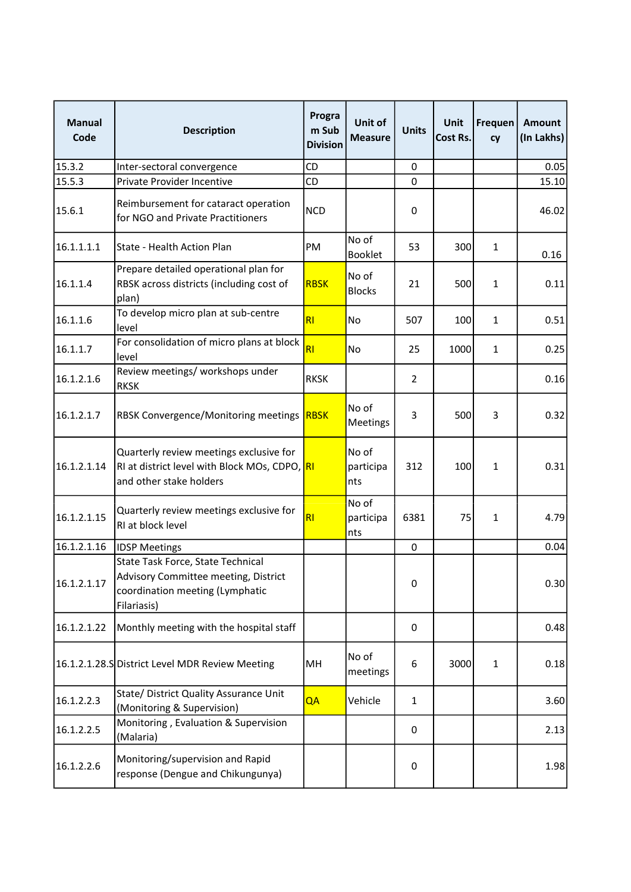| Manual Code | Description | Program Sub Division | Unit of Measure | Units | Unit Cost Rs. | Frequency | Amount (In Lakhs) |
|---|---|---|---|---|---|---|---|
| 15.3.2 | Inter-sectoral convergence | CD | | 0 | | | 0.05 |
| 15.5.3 | Private Provider Incentive | CD | | 0 | | | 15.10 |
| 15.6.1 | Reimbursement for cataract operation for NGO and Private Practitioners | NCD | | 0 | | | 46.02 |
| 16.1.1.1.1 | State - Health Action Plan | PM | No of Booklet | 53 | 300 | 1 | 0.16 |
| 16.1.1.4 | Prepare detailed operational plan for RBSK across districts (including cost of plan) | RBSK | No of Blocks | 21 | 500 | 1 | 0.11 |
| 16.1.1.6 | To develop micro plan at sub-centre level | RI | No | 507 | 100 | 1 | 0.51 |
| 16.1.1.7 | For consolidation of micro plans at block level | RI | No | 25 | 1000 | 1 | 0.25 |
| 16.1.2.1.6 | Review meetings/ workshops under RKSK | RKSK | | 2 | | | 0.16 |
| 16.1.2.1.7 | RBSK Convergence/Monitoring meetings | RBSK | No of Meetings | 3 | 500 | 3 | 0.32 |
| 16.1.2.1.14 | Quarterly review meetings exclusive for RI at district level with Block MOs, CDPO, and other stake holders | RI | No of participants | 312 | 100 | 1 | 0.31 |
| 16.1.2.1.15 | Quarterly review meetings exclusive for RI at block level | RI | No of participants | 6381 | 75 | 1 | 4.79 |
| 16.1.2.1.16 | IDSP Meetings | | | 0 | | | 0.04 |
| 16.1.2.1.17 | State Task Force, State Technical Advisory Committee meeting, District coordination meeting (Lymphatic Filariasis) | | | 0 | | | 0.30 |
| 16.1.2.1.22 | Monthly meeting with the hospital staff | | | 0 | | | 0.48 |
| 16.1.2.1.28.S | District Level MDR Review Meeting | MH | No of meetings | 6 | 3000 | 1 | 0.18 |
| 16.1.2.2.3 | State/ District Quality Assurance Unit (Monitoring & Supervision) | QA | Vehicle | 1 | | | 3.60 |
| 16.1.2.2.5 | Monitoring , Evaluation & Supervision (Malaria) | | | 0 | | | 2.13 |
| 16.1.2.2.6 | Monitoring/supervision and Rapid response (Dengue and Chikungunya) | | | 0 | | | 1.98 |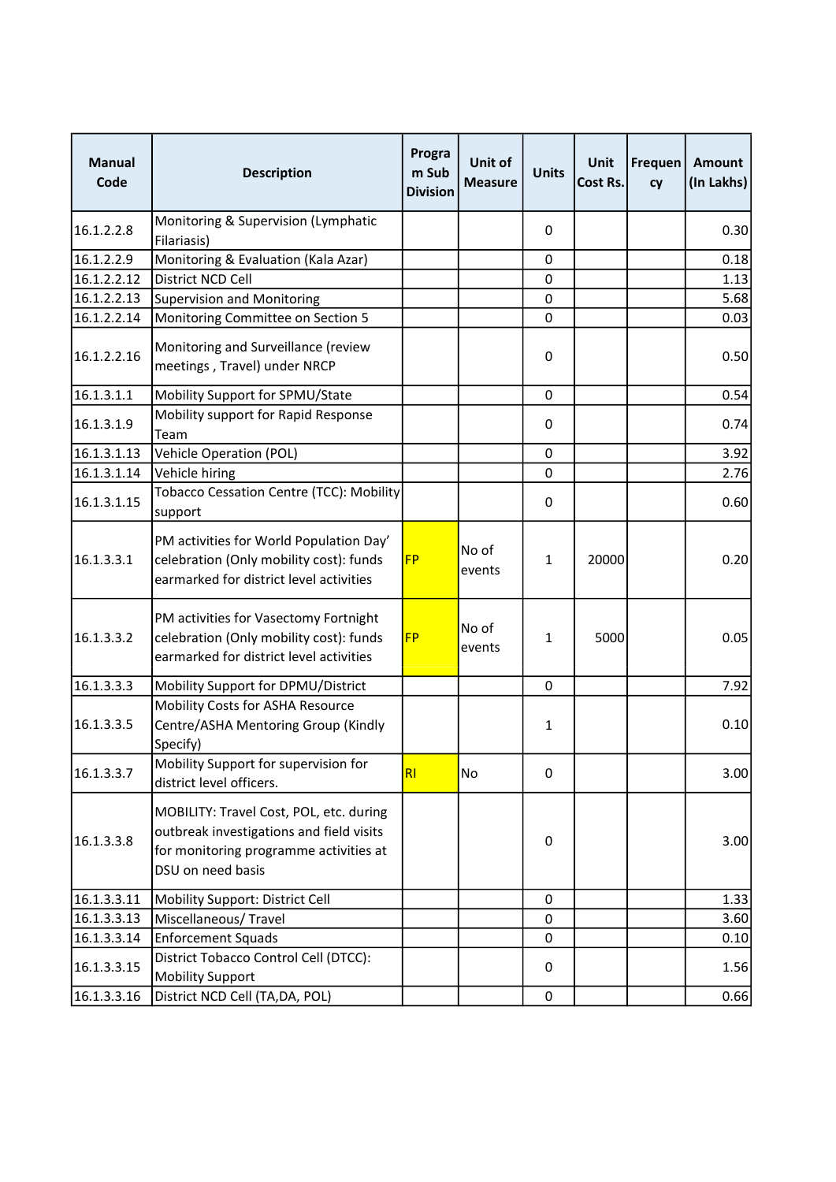| Manual Code | Description | Program Sub Division | Unit of Measure | Units | Unit Cost Rs. | Frequency | Amount (In Lakhs) |
|---|---|---|---|---|---|---|---|
| 16.1.2.2.8 | Monitoring & Supervision (Lymphatic Filariasis) | | | 0 | | | 0.30 |
| 16.1.2.2.9 | Monitoring & Evaluation (Kala Azar) | | | 0 | | | 0.18 |
| 16.1.2.2.12 | District NCD Cell | | | 0 | | | 1.13 |
| 16.1.2.2.13 | Supervision and Monitoring | | | 0 | | | 5.68 |
| 16.1.2.2.14 | Monitoring Committee on Section 5 | | | 0 | | | 0.03 |
| 16.1.2.2.16 | Monitoring and Surveillance (review meetings , Travel) under NRCP | | | 0 | | | 0.50 |
| 16.1.3.1.1 | Mobility Support for SPMU/State | | | 0 | | | 0.54 |
| 16.1.3.1.9 | Mobility support for Rapid Response Team | | | 0 | | | 0.74 |
| 16.1.3.1.13 | Vehicle Operation (POL) | | | 0 | | | 3.92 |
| 16.1.3.1.14 | Vehicle hiring | | | 0 | | | 2.76 |
| 16.1.3.1.15 | Tobacco Cessation Centre (TCC): Mobility support | | | 0 | | | 0.60 |
| 16.1.3.3.1 | PM activities for World Population Day' celebration (Only mobility cost): funds earmarked for district level activities | FP | No of events | 1 | 20000 | | 0.20 |
| 16.1.3.3.2 | PM activities for Vasectomy Fortnight celebration (Only mobility cost): funds earmarked for district level activities | FP | No of events | 1 | 5000 | | 0.05 |
| 16.1.3.3.3 | Mobility Support for DPMU/District | | | 0 | | | 7.92 |
| 16.1.3.3.5 | Mobility Costs for ASHA Resource Centre/ASHA Mentoring Group (Kindly Specify) | | | 1 | | | 0.10 |
| 16.1.3.3.7 | Mobility Support for supervision for district level officers. | RI | No | 0 | | | 3.00 |
| 16.1.3.3.8 | MOBILITY: Travel Cost, POL, etc. during outbreak investigations and field visits for monitoring programme activities at DSU on need basis | | | 0 | | | 3.00 |
| 16.1.3.3.11 | Mobility Support: District Cell | | | 0 | | | 1.33 |
| 16.1.3.3.13 | Miscellaneous/ Travel | | | 0 | | | 3.60 |
| 16.1.3.3.14 | Enforcement Squads | | | 0 | | | 0.10 |
| 16.1.3.3.15 | District Tobacco Control Cell (DTCC): Mobility Support | | | 0 | | | 1.56 |
| 16.1.3.3.16 | District NCD Cell (TA,DA, POL) | | | 0 | | | 0.66 |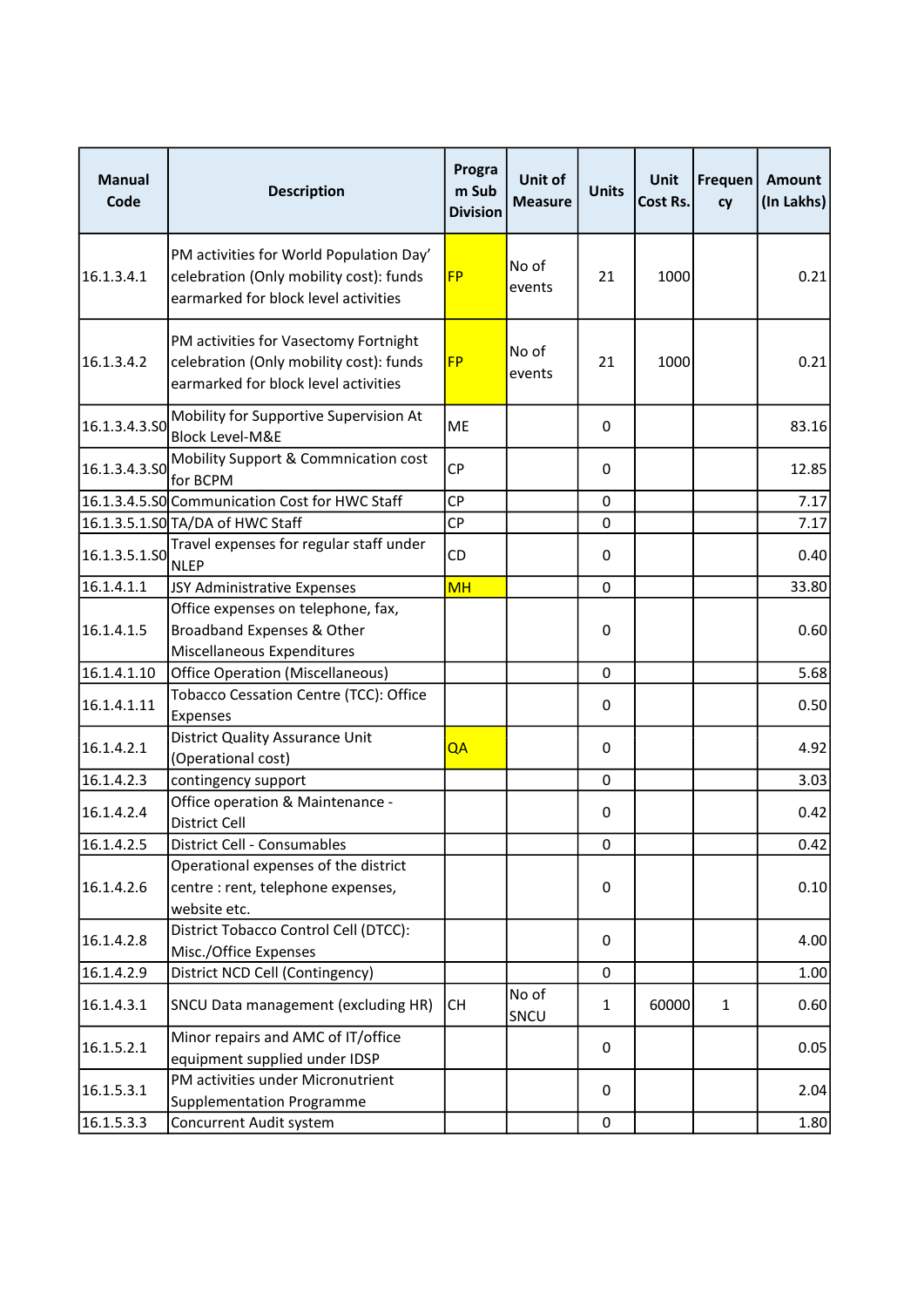| Manual Code | Description | Program Sub Division | Unit of Measure | Units | Unit Cost Rs. | Frequency | Amount (In Lakhs) |
|---|---|---|---|---|---|---|---|
| 16.1.3.4.1 | PM activities for World Population Day' celebration (Only mobility cost): funds earmarked for block level activities | FP | No of events | 21 | 1000 | | 0.21 |
| 16.1.3.4.2 | PM activities for Vasectomy Fortnight celebration (Only mobility cost): funds earmarked for block level activities | FP | No of events | 21 | 1000 | | 0.21 |
| 16.1.3.4.3.S0 | Mobility for Supportive Supervision At Block Level-M&E | ME | | 0 | | | 83.16 |
| 16.1.3.4.3.S0 | Mobility Support & Commnication cost for BCPM | CP | | 0 | | | 12.85 |
| 16.1.3.4.5.S0 | Communication Cost for HWC Staff | CP | | 0 | | | 7.17 |
| 16.1.3.5.1.S0 | TA/DA of HWC Staff | CP | | 0 | | | 7.17 |
| 16.1.3.5.1.S0 | Travel expenses for regular staff under NLEP | CD | | 0 | | | 0.40 |
| 16.1.4.1.1 | JSY Administrative Expenses | MH | | 0 | | | 33.80 |
| 16.1.4.1.5 | Office expenses on telephone, fax, Broadband Expenses & Other Miscellaneous Expenditures | | | 0 | | | 0.60 |
| 16.1.4.1.10 | Office Operation (Miscellaneous) | | | 0 | | | 5.68 |
| 16.1.4.1.11 | Tobacco Cessation Centre (TCC): Office Expenses | | | 0 | | | 0.50 |
| 16.1.4.2.1 | District Quality Assurance Unit (Operational cost) | QA | | 0 | | | 4.92 |
| 16.1.4.2.3 | contingency support | | | 0 | | | 3.03 |
| 16.1.4.2.4 | Office operation & Maintenance - District Cell | | | 0 | | | 0.42 |
| 16.1.4.2.5 | District Cell - Consumables | | | 0 | | | 0.42 |
| 16.1.4.2.6 | Operational expenses of the district centre : rent, telephone expenses, website etc. | | | 0 | | | 0.10 |
| 16.1.4.2.8 | District Tobacco Control Cell (DTCC): Misc./Office Expenses | | | 0 | | | 4.00 |
| 16.1.4.2.9 | District NCD Cell (Contingency) | | | 0 | | | 1.00 |
| 16.1.4.3.1 | SNCU Data management (excluding HR) | CH | No of SNCU | 1 | 60000 | 1 | 0.60 |
| 16.1.5.2.1 | Minor repairs and AMC of IT/office equipment supplied under IDSP | | | 0 | | | 0.05 |
| 16.1.5.3.1 | PM activities under Micronutrient Supplementation Programme | | | 0 | | | 2.04 |
| 16.1.5.3.3 | Concurrent Audit system | | | 0 | | | 1.80 |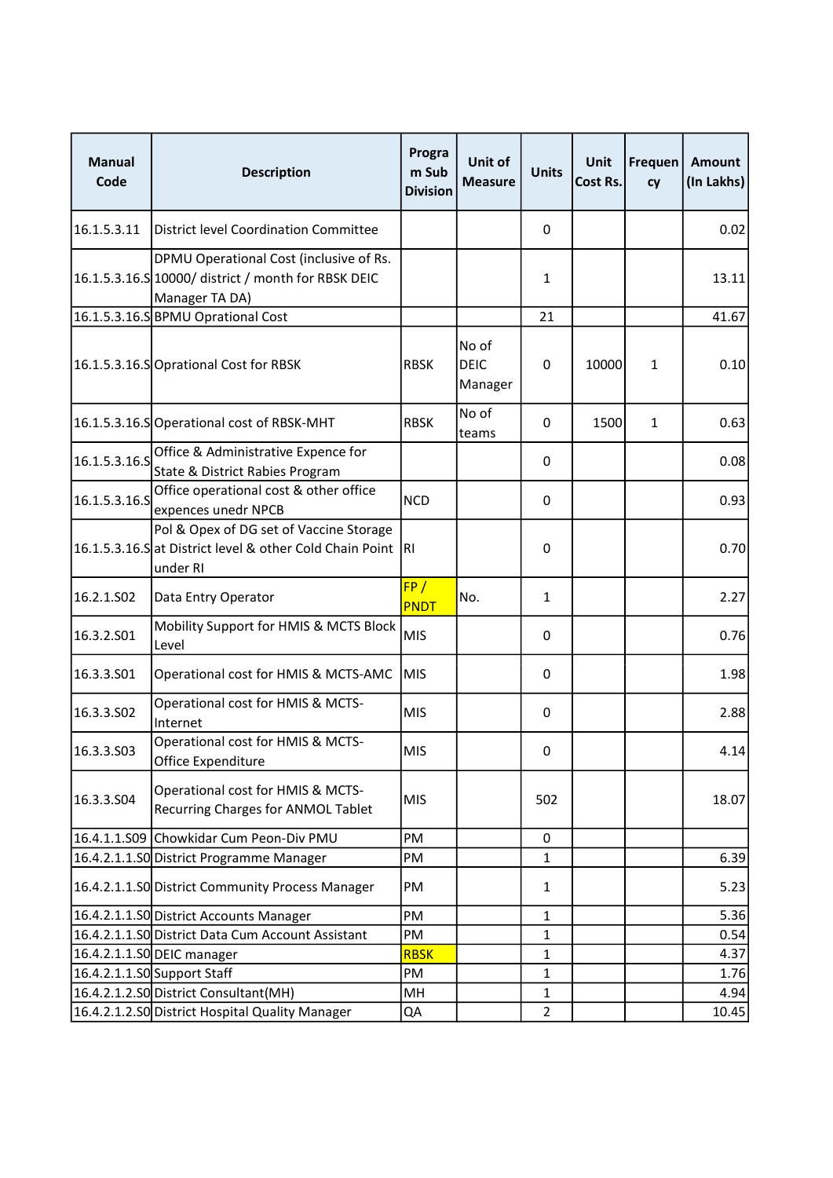| Manual Code | Description | Program Sub Division | Unit of Measure | Units | Unit Cost Rs. | Frequency | Amount (In Lakhs) |
|---|---|---|---|---|---|---|---|
| 16.1.5.3.11 | District level Coordination Committee | | | 0 | | | 0.02 |
| 16.1.5.3.16.S | DPMU Operational Cost (inclusive of Rs. 10000/ district / month for RBSK DEIC Manager TA DA) | | | 1 | | | 13.11 |
| 16.1.5.3.16.S | BPMU Oprational Cost | | | 21 | | | 41.67 |
| 16.1.5.3.16.S | Oprational Cost for RBSK | RBSK | No of DEIC Manager | 0 | 10000 | 1 | 0.10 |
| 16.1.5.3.16.S | Operational cost of RBSK-MHT | RBSK | No of teams | 0 | 1500 | 1 | 0.63 |
| 16.1.5.3.16.S | Office & Administrative Expence for State & District Rabies Program | | | 0 | | | 0.08 |
| 16.1.5.3.16.S | Office operational cost & other office expences unedr NPCB | NCD | | 0 | | | 0.93 |
| 16.1.5.3.16.S | Pol & Opex of DG set of Vaccine Storage at District level & other Cold Chain Point under RI | RI | | 0 | | | 0.70 |
| 16.2.1.S02 | Data Entry Operator | FP / PNDT | No. | 1 | | | 2.27 |
| 16.3.2.S01 | Mobility Support for HMIS & MCTS Block Level | MIS | | 0 | | | 0.76 |
| 16.3.3.S01 | Operational cost for HMIS & MCTS-AMC | MIS | | 0 | | | 1.98 |
| 16.3.3.S02 | Operational cost for HMIS & MCTS-Internet | MIS | | 0 | | | 2.88 |
| 16.3.3.S03 | Operational cost for HMIS & MCTS-Office Expenditure | MIS | | 0 | | | 4.14 |
| 16.3.3.S04 | Operational cost for HMIS & MCTS-Recurring Charges for ANMOL Tablet | MIS | | 502 | | | 18.07 |
| 16.4.1.1.S09 | Chowkidar Cum Peon-Div PMU | PM | | 0 | | | |
| 16.4.2.1.1.S0 | District Programme Manager | PM | | 1 | | | 6.39 |
| 16.4.2.1.1.S0 | District Community Process Manager | PM | | 1 | | | 5.23 |
| 16.4.2.1.1.S0 | District Accounts Manager | PM | | 1 | | | 5.36 |
| 16.4.2.1.1.S0 | District Data Cum Account Assistant | PM | | 1 | | | 0.54 |
| 16.4.2.1.1.S0 | DEIC manager | RBSK | | 1 | | | 4.37 |
| 16.4.2.1.1.S0 | Support Staff | PM | | 1 | | | 1.76 |
| 16.4.2.1.2.S0 | District Consultant(MH) | MH | | 1 | | | 4.94 |
| 16.4.2.1.2.S0 | District Hospital Quality Manager | QA | | 2 | | | 10.45 |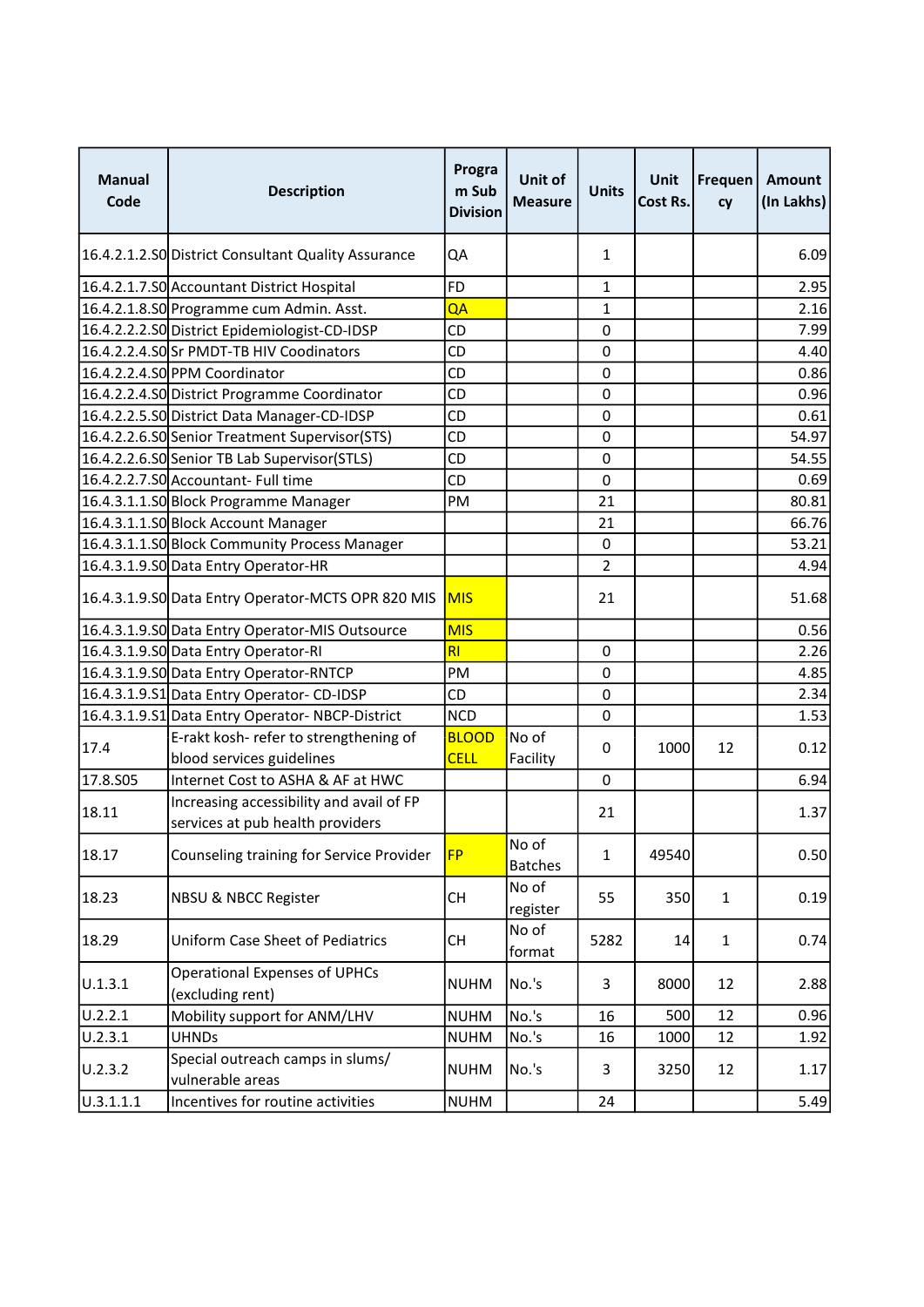| Manual Code | Description | Program Sub Division | Unit of Measure | Units | Unit Cost Rs. | Frequency | Amount (In Lakhs) |
|---|---|---|---|---|---|---|---|
| 16.4.2.1.2.S0 | District Consultant Quality Assurance | QA | | 1 | | | 6.09 |
| 16.4.2.1.7.S0 | Accountant District Hospital | FD | | 1 | | | 2.95 |
| 16.4.2.1.8.S0 | Programme cum Admin. Asst. | QA | | 1 | | | 2.16 |
| 16.4.2.2.2.S0 | District Epidemiologist-CD-IDSP | CD | | 0 | | | 7.99 |
| 16.4.2.2.4.S0 | Sr PMDT-TB HIV Coodinators | CD | | 0 | | | 4.40 |
| 16.4.2.2.4.S0 | PPM Coordinator | CD | | 0 | | | 0.86 |
| 16.4.2.2.4.S0 | District Programme Coordinator | CD | | 0 | | | 0.96 |
| 16.4.2.2.5.S0 | District Data Manager-CD-IDSP | CD | | 0 | | | 0.61 |
| 16.4.2.2.6.S0 | Senior Treatment Supervisor(STS) | CD | | 0 | | | 54.97 |
| 16.4.2.2.6.S0 | Senior TB Lab Supervisor(STLS) | CD | | 0 | | | 54.55 |
| 16.4.2.2.7.S0 | Accountant- Full time | CD | | 0 | | | 0.69 |
| 16.4.3.1.1.S0 | Block Programme Manager | PM | | 21 | | | 80.81 |
| 16.4.3.1.1.S0 | Block Account Manager | | | 21 | | | 66.76 |
| 16.4.3.1.1.S0 | Block Community Process Manager | | | 0 | | | 53.21 |
| 16.4.3.1.9.S0 | Data Entry Operator-HR | | | 2 | | | 4.94 |
| 16.4.3.1.9.S0 | Data Entry Operator-MCTS OPR 820 MIS | MIS | | 21 | | | 51.68 |
| 16.4.3.1.9.S0 | Data Entry Operator-MIS Outsource | MIS | | | | | 0.56 |
| 16.4.3.1.9.S0 | Data Entry Operator-RI | RI | | 0 | | | 2.26 |
| 16.4.3.1.9.S0 | Data Entry Operator-RNTCP | PM | | 0 | | | 4.85 |
| 16.4.3.1.9.S1 | Data Entry Operator- CD-IDSP | CD | | 0 | | | 2.34 |
| 16.4.3.1.9.S1 | Data Entry Operator- NBCP-District | NCD | | 0 | | | 1.53 |
| 17.4 | E-rakt kosh- refer to strengthening of blood services guidelines | BLOOD CELL | No of Facility | 0 | 1000 | 12 | 0.12 |
| 17.8.S05 | Internet Cost to ASHA & AF at HWC | | | 0 | | | 6.94 |
| 18.11 | Increasing accessibility and avail of FP services at pub health providers | | | 21 | | | 1.37 |
| 18.17 | Counseling training for Service Provider | FP | No of Batches | 1 | 49540 | | 0.50 |
| 18.23 | NBSU & NBCC Register | CH | No of register | 55 | 350 | 1 | 0.19 |
| 18.29 | Uniform Case Sheet of Pediatrics | CH | No of format | 5282 | 14 | 1 | 0.74 |
| U.1.3.1 | Operational Expenses of UPHCs (excluding rent) | NUHM | No.'s | 3 | 8000 | 12 | 2.88 |
| U.2.2.1 | Mobility support for ANM/LHV | NUHM | No.'s | 16 | 500 | 12 | 0.96 |
| U.2.3.1 | UHNDs | NUHM | No.'s | 16 | 1000 | 12 | 1.92 |
| U.2.3.2 | Special outreach camps in slums/ vulnerable areas | NUHM | No.'s | 3 | 3250 | 12 | 1.17 |
| U.3.1.1.1 | Incentives for routine activities | NUHM | | 24 | | | 5.49 |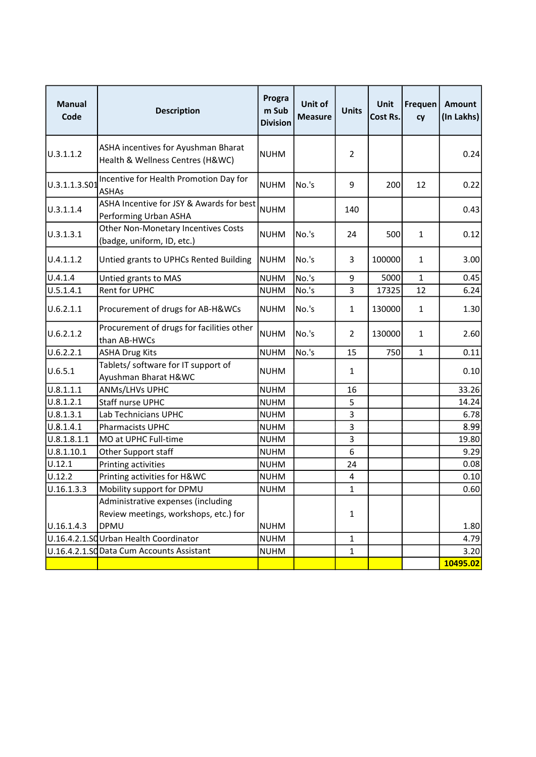| Manual Code | Description | Program Sub Division | Unit of Measure | Units | Unit Cost Rs. | Frequency | Amount (In Lakhs) |
|---|---|---|---|---|---|---|---|
| U.3.1.1.2 | ASHA incentives for Ayushman Bharat Health & Wellness Centres (H&WC) | NUHM | | 2 | | | 0.24 |
| U.3.1.1.3.S01 | Incentive for Health Promotion Day for ASHAs | NUHM | No.'s | 9 | 200 | 12 | 0.22 |
| U.3.1.1.4 | ASHA Incentive for JSY & Awards for best Performing Urban ASHA | NUHM | | 140 | | | 0.43 |
| U.3.1.3.1 | Other Non-Monetary Incentives Costs (badge, uniform, ID, etc.) | NUHM | No.'s | 24 | 500 | 1 | 0.12 |
| U.4.1.1.2 | Untied grants to UPHCs Rented Building | NUHM | No.'s | 3 | 100000 | 1 | 3.00 |
| U.4.1.4 | Untied grants to MAS | NUHM | No.'s | 9 | 5000 | 1 | 0.45 |
| U.5.1.4.1 | Rent for UPHC | NUHM | No.'s | 3 | 17325 | 12 | 6.24 |
| U.6.2.1.1 | Procurement of drugs for AB-H&WCs | NUHM | No.'s | 1 | 130000 | 1 | 1.30 |
| U.6.2.1.2 | Procurement of drugs for facilities other than AB-HWCs | NUHM | No.'s | 2 | 130000 | 1 | 2.60 |
| U.6.2.2.1 | ASHA Drug Kits | NUHM | No.'s | 15 | 750 | 1 | 0.11 |
| U.6.5.1 | Tablets/ software for IT support of Ayushman Bharat H&WC | NUHM | | 1 | | | 0.10 |
| U.8.1.1.1 | ANMs/LHVs UPHC | NUHM | | 16 | | | 33.26 |
| U.8.1.2.1 | Staff nurse UPHC | NUHM | | 5 | | | 14.24 |
| U.8.1.3.1 | Lab Technicians UPHC | NUHM | | 3 | | | 6.78 |
| U.8.1.4.1 | Pharmacists UPHC | NUHM | | 3 | | | 8.99 |
| U.8.1.8.1.1 | MO at UPHC Full-time | NUHM | | 3 | | | 19.80 |
| U.8.1.10.1 | Other Support staff | NUHM | | 6 | | | 9.29 |
| U.12.1 | Printing activities | NUHM | | 24 | | | 0.08 |
| U.12.2 | Printing activities for H&WC | NUHM | | 4 | | | 0.10 |
| U.16.1.3.3 | Mobility support for DPMU | NUHM | | 1 | | | 0.60 |
| U.16.1.4.3 | Administrative expenses (including Review meetings, workshops, etc.) for DPMU | NUHM | | 1 | | | 1.80 |
| U.16.4.2.1.S0 | Urban Health Coordinator | NUHM | | 1 | | | 4.79 |
| U.16.4.2.1.S0 | Data Cum Accounts Assistant | NUHM | | 1 | | | 3.20 |
| | | | | | | | **10495.02** |